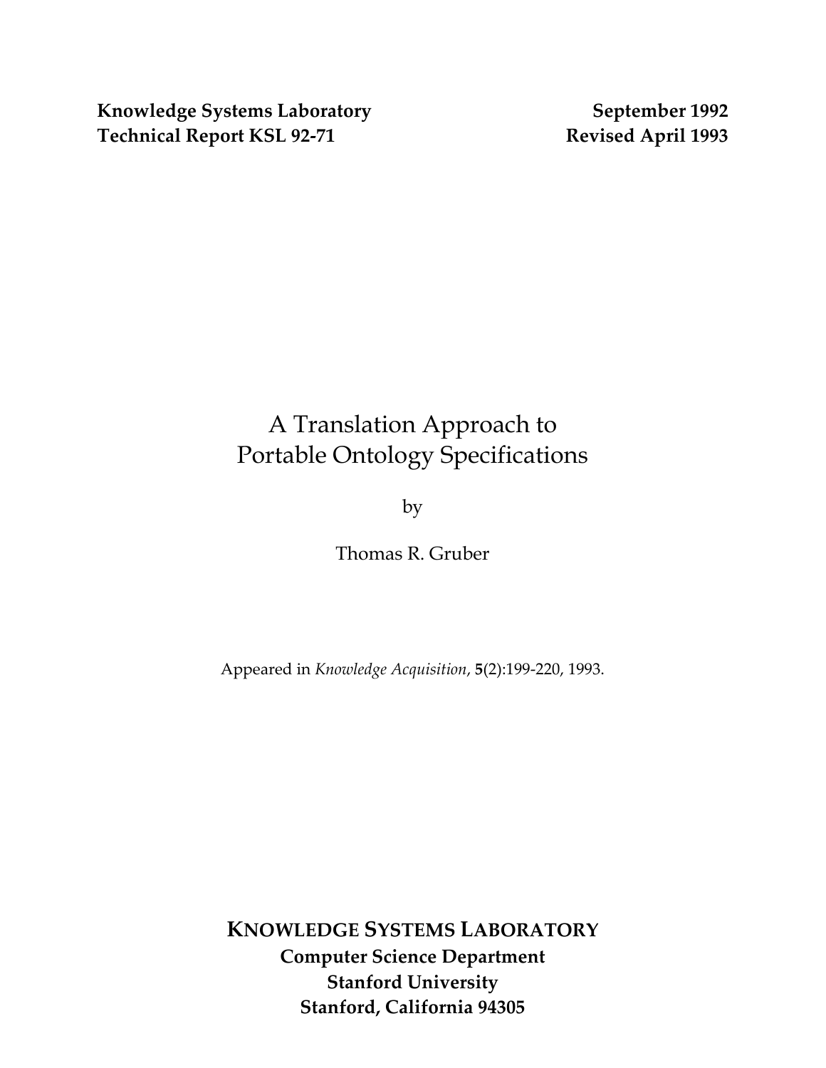**Knowledge Systems Laboratory**
**Technical Report KSL 92-71**

**September 1992**
**Revised April 1993**

# A Translation Approach to Portable Ontology Specifications

by

Thomas R. Gruber

Appeared in *Knowledge Acquisition*, **5**(2):199-220, 1993.

**KNOWLEDGE SYSTEMS LABORATORY**
**Computer Science Department**
**Stanford University**
**Stanford, California 94305**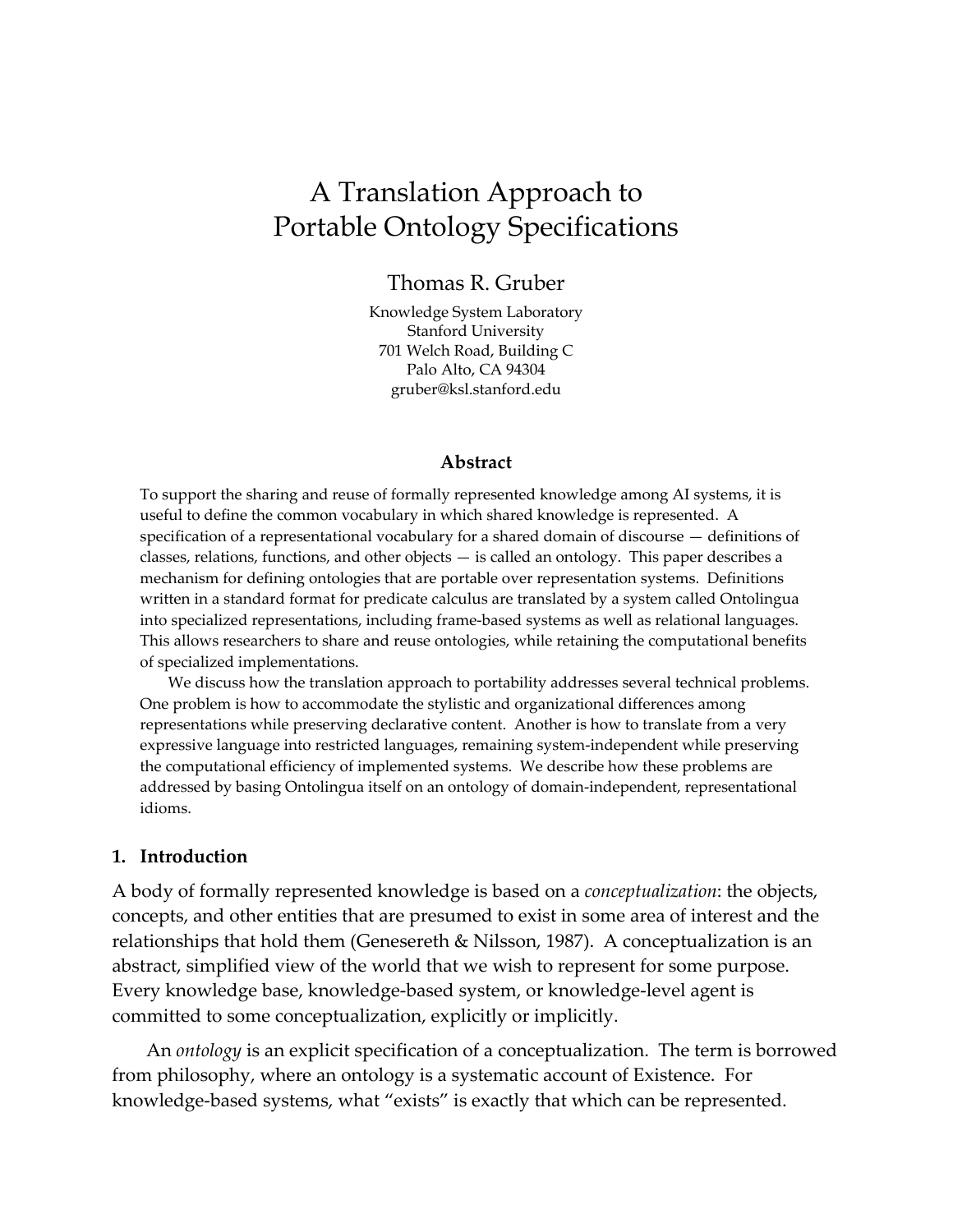# A Translation Approach to Portable Ontology Specifications

Thomas R. Gruber

Knowledge System Laboratory
Stanford University
701 Welch Road, Building C
Palo Alto, CA 94304
gruber@ksl.stanford.edu

### Abstract

To support the sharing and reuse of formally represented knowledge among AI systems, it is useful to define the common vocabulary in which shared knowledge is represented. A specification of a representational vocabulary for a shared domain of discourse — definitions of classes, relations, functions, and other objects — is called an ontology. This paper describes a mechanism for defining ontologies that are portable over representation systems. Definitions written in a standard format for predicate calculus are translated by a system called Ontolingua into specialized representations, including frame-based systems as well as relational languages. This allows researchers to share and reuse ontologies, while retaining the computational benefits of specialized implementations.

We discuss how the translation approach to portability addresses several technical problems. One problem is how to accommodate the stylistic and organizational differences among representations while preserving declarative content. Another is how to translate from a very expressive language into restricted languages, remaining system-independent while preserving the computational efficiency of implemented systems. We describe how these problems are addressed by basing Ontolingua itself on an ontology of domain-independent, representational idioms.

## 1. Introduction

A body of formally represented knowledge is based on a *conceptualization*: the objects, concepts, and other entities that are presumed to exist in some area of interest and the relationships that hold them (Genesereth & Nilsson, 1987). A conceptualization is an abstract, simplified view of the world that we wish to represent for some purpose. Every knowledge base, knowledge-based system, or knowledge-level agent is committed to some conceptualization, explicitly or implicitly.

An *ontology* is an explicit specification of a conceptualization. The term is borrowed from philosophy, where an ontology is a systematic account of Existence. For knowledge-based systems, what "exists" is exactly that which can be represented.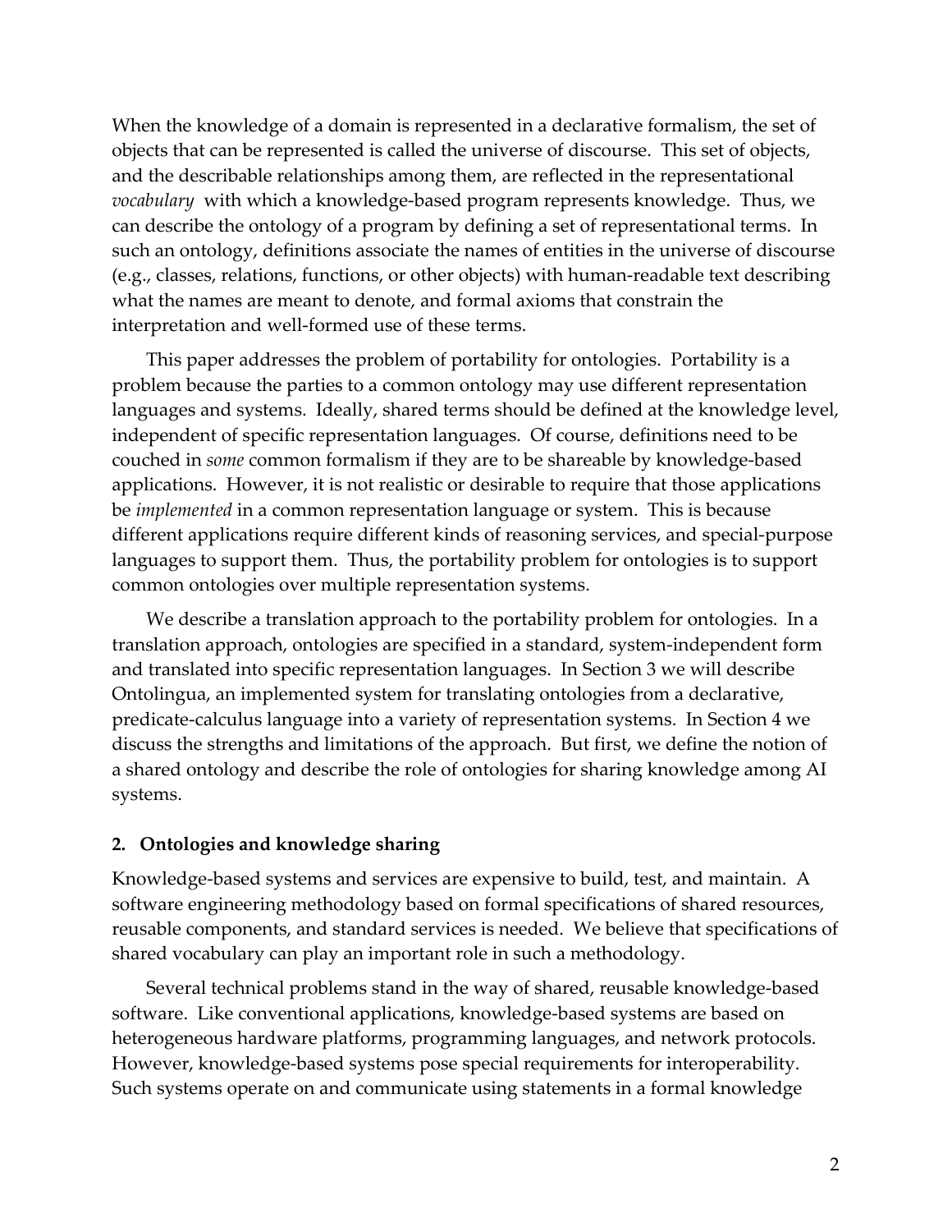When the knowledge of a domain is represented in a declarative formalism, the set of objects that can be represented is called the universe of discourse. This set of objects, and the describable relationships among them, are reflected in the representational *vocabulary* with which a knowledge-based program represents knowledge. Thus, we can describe the ontology of a program by defining a set of representational terms. In such an ontology, definitions associate the names of entities in the universe of discourse (e.g., classes, relations, functions, or other objects) with human-readable text describing what the names are meant to denote, and formal axioms that constrain the interpretation and well-formed use of these terms.

This paper addresses the problem of portability for ontologies. Portability is a problem because the parties to a common ontology may use different representation languages and systems. Ideally, shared terms should be defined at the knowledge level, independent of specific representation languages. Of course, definitions need to be couched in *some* common formalism if they are to be shareable by knowledge-based applications. However, it is not realistic or desirable to require that those applications be *implemented* in a common representation language or system. This is because different applications require different kinds of reasoning services, and special-purpose languages to support them. Thus, the portability problem for ontologies is to support common ontologies over multiple representation systems.

We describe a translation approach to the portability problem for ontologies. In a translation approach, ontologies are specified in a standard, system-independent form and translated into specific representation languages. In Section 3 we will describe Ontolingua, an implemented system for translating ontologies from a declarative, predicate-calculus language into a variety of representation systems. In Section 4 we discuss the strengths and limitations of the approach. But first, we define the notion of a shared ontology and describe the role of ontologies for sharing knowledge among AI systems.

## 2. Ontologies and knowledge sharing

Knowledge-based systems and services are expensive to build, test, and maintain. A software engineering methodology based on formal specifications of shared resources, reusable components, and standard services is needed. We believe that specifications of shared vocabulary can play an important role in such a methodology.

Several technical problems stand in the way of shared, reusable knowledge-based software. Like conventional applications, knowledge-based systems are based on heterogeneous hardware platforms, programming languages, and network protocols. However, knowledge-based systems pose special requirements for interoperability. Such systems operate on and communicate using statements in a formal knowledge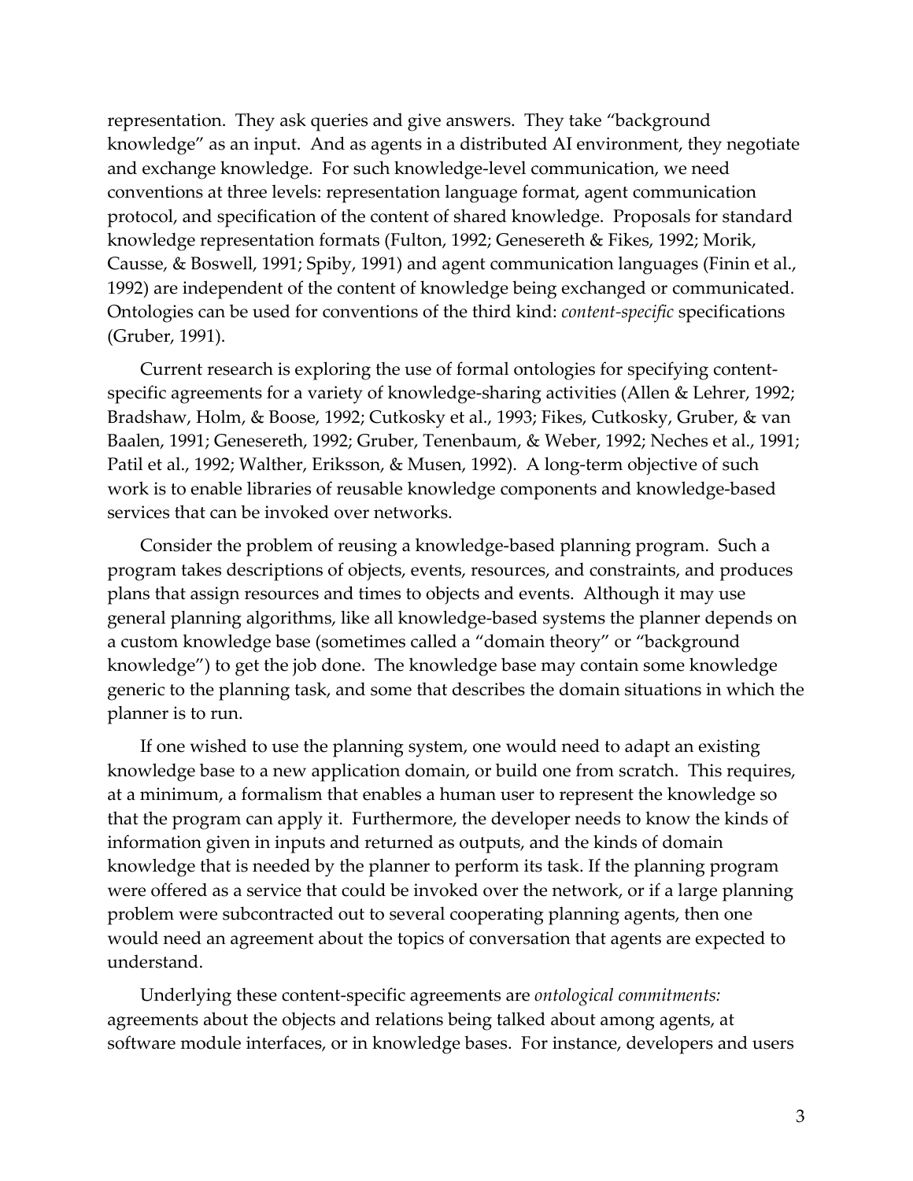representation. They ask queries and give answers. They take "background knowledge" as an input. And as agents in a distributed AI environment, they negotiate and exchange knowledge. For such knowledge-level communication, we need conventions at three levels: representation language format, agent communication protocol, and specification of the content of shared knowledge. Proposals for standard knowledge representation formats (Fulton, 1992; Genesereth & Fikes, 1992; Morik, Causse, & Boswell, 1991; Spiby, 1991) and agent communication languages (Finin et al., 1992) are independent of the content of knowledge being exchanged or communicated. Ontologies can be used for conventions of the third kind: *content-specific* specifications (Gruber, 1991).

Current research is exploring the use of formal ontologies for specifying content-specific agreements for a variety of knowledge-sharing activities (Allen & Lehrer, 1992; Bradshaw, Holm, & Boose, 1992; Cutkosky et al., 1993; Fikes, Cutkosky, Gruber, & van Baalen, 1991; Genesereth, 1992; Gruber, Tenenbaum, & Weber, 1992; Neches et al., 1991; Patil et al., 1992; Walther, Eriksson, & Musen, 1992). A long-term objective of such work is to enable libraries of reusable knowledge components and knowledge-based services that can be invoked over networks.

Consider the problem of reusing a knowledge-based planning program. Such a program takes descriptions of objects, events, resources, and constraints, and produces plans that assign resources and times to objects and events. Although it may use general planning algorithms, like all knowledge-based systems the planner depends on a custom knowledge base (sometimes called a "domain theory" or "background knowledge") to get the job done. The knowledge base may contain some knowledge generic to the planning task, and some that describes the domain situations in which the planner is to run.

If one wished to use the planning system, one would need to adapt an existing knowledge base to a new application domain, or build one from scratch. This requires, at a minimum, a formalism that enables a human user to represent the knowledge so that the program can apply it. Furthermore, the developer needs to know the kinds of information given in inputs and returned as outputs, and the kinds of domain knowledge that is needed by the planner to perform its task. If the planning program were offered as a service that could be invoked over the network, or if a large planning problem were subcontracted out to several cooperating planning agents, then one would need an agreement about the topics of conversation that agents are expected to understand.

Underlying these content-specific agreements are *ontological commitments:* agreements about the objects and relations being talked about among agents, at software module interfaces, or in knowledge bases. For instance, developers and users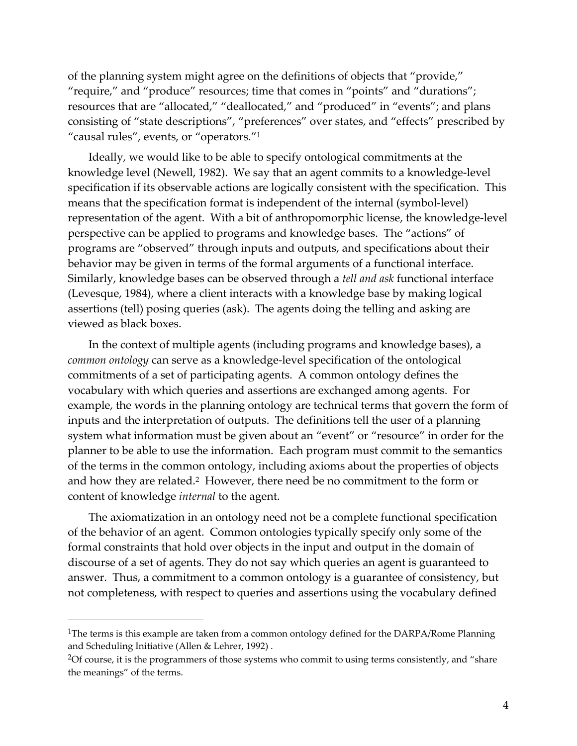of the planning system might agree on the definitions of objects that "provide," "require," and "produce" resources; time that comes in "points" and "durations"; resources that are "allocated," "deallocated," and "produced" in "events"; and plans consisting of "state descriptions", "preferences" over states, and "effects" prescribed by "causal rules", events, or "operators."[1]

Ideally, we would like to be able to specify ontological commitments at the knowledge level (Newell, 1982). We say that an agent commits to a knowledge-level specification if its observable actions are logically consistent with the specification. This means that the specification format is independent of the internal (symbol-level) representation of the agent. With a bit of anthropomorphic license, the knowledge-level perspective can be applied to programs and knowledge bases. The "actions" of programs are "observed" through inputs and outputs, and specifications about their behavior may be given in terms of the formal arguments of a functional interface. Similarly, knowledge bases can be observed through a *tell and ask* functional interface (Levesque, 1984), where a client interacts with a knowledge base by making logical assertions (tell) posing queries (ask). The agents doing the telling and asking are viewed as black boxes.

In the context of multiple agents (including programs and knowledge bases), a *common ontology* can serve as a knowledge-level specification of the ontological commitments of a set of participating agents. A common ontology defines the vocabulary with which queries and assertions are exchanged among agents. For example, the words in the planning ontology are technical terms that govern the form of inputs and the interpretation of outputs. The definitions tell the user of a planning system what information must be given about an "event" or "resource" in order for the planner to be able to use the information. Each program must commit to the semantics of the terms in the common ontology, including axioms about the properties of objects and how they are related.[2] However, there need be no commitment to the form or content of knowledge *internal* to the agent.

The axiomatization in an ontology need not be a complete functional specification of the behavior of an agent. Common ontologies typically specify only some of the formal constraints that hold over objects in the input and output in the domain of discourse of a set of agents. They do not say which queries an agent is guaranteed to answer. Thus, a commitment to a common ontology is a guarantee of consistency, but not completeness, with respect to queries and assertions using the vocabulary defined

[1]The terms is this example are taken from a common ontology defined for the DARPA/Rome Planning and Scheduling Initiative (Allen & Lehrer, 1992) .

[2]Of course, it is the programmers of those systems who commit to using terms consistently, and "share the meanings" of the terms.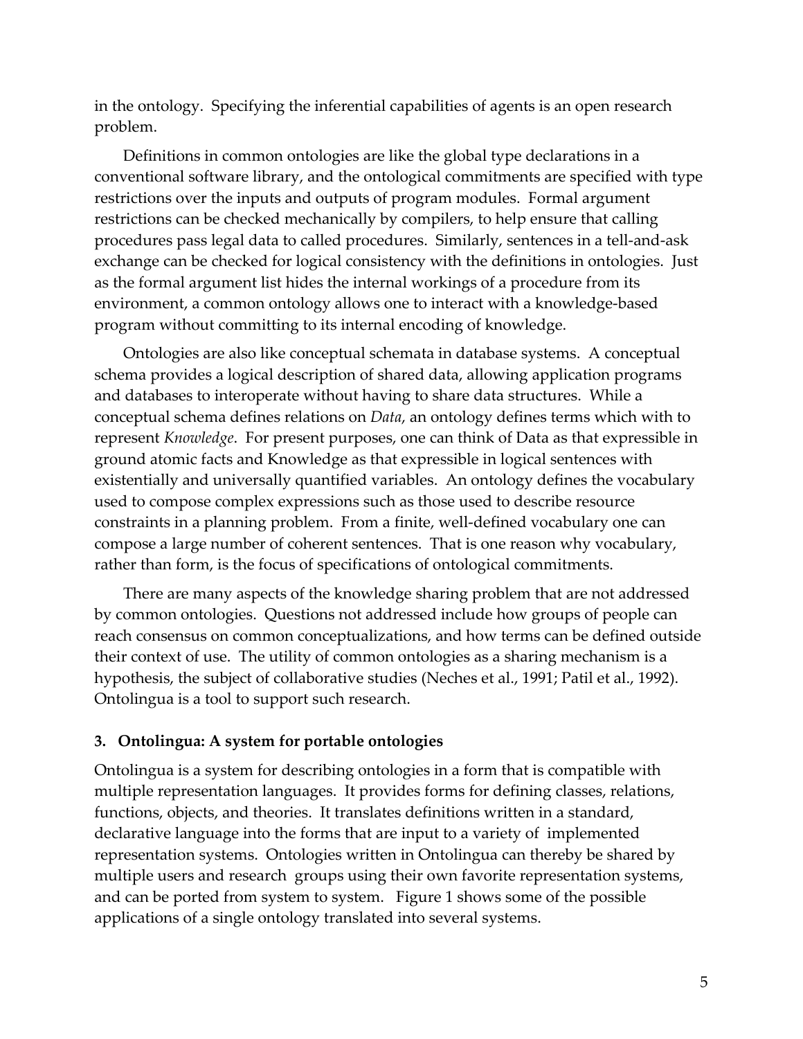in the ontology. Specifying the inferential capabilities of agents is an open research problem.

Definitions in common ontologies are like the global type declarations in a conventional software library, and the ontological commitments are specified with type restrictions over the inputs and outputs of program modules. Formal argument restrictions can be checked mechanically by compilers, to help ensure that calling procedures pass legal data to called procedures. Similarly, sentences in a tell-and-ask exchange can be checked for logical consistency with the definitions in ontologies. Just as the formal argument list hides the internal workings of a procedure from its environment, a common ontology allows one to interact with a knowledge-based program without committing to its internal encoding of knowledge.

Ontologies are also like conceptual schemata in database systems. A conceptual schema provides a logical description of shared data, allowing application programs and databases to interoperate without having to share data structures. While a conceptual schema defines relations on *Data*, an ontology defines terms which with to represent *Knowledge*. For present purposes, one can think of Data as that expressible in ground atomic facts and Knowledge as that expressible in logical sentences with existentially and universally quantified variables. An ontology defines the vocabulary used to compose complex expressions such as those used to describe resource constraints in a planning problem. From a finite, well-defined vocabulary one can compose a large number of coherent sentences. That is one reason why vocabulary, rather than form, is the focus of specifications of ontological commitments.

There are many aspects of the knowledge sharing problem that are not addressed by common ontologies. Questions not addressed include how groups of people can reach consensus on common conceptualizations, and how terms can be defined outside their context of use. The utility of common ontologies as a sharing mechanism is a hypothesis, the subject of collaborative studies (Neches et al., 1991; Patil et al., 1992). Ontolingua is a tool to support such research.

## 3. Ontolingua: A system for portable ontologies

Ontolingua is a system for describing ontologies in a form that is compatible with multiple representation languages. It provides forms for defining classes, relations, functions, objects, and theories. It translates definitions written in a standard, declarative language into the forms that are input to a variety of implemented representation systems. Ontologies written in Ontolingua can thereby be shared by multiple users and research groups using their own favorite representation systems, and can be ported from system to system. Figure 1 shows some of the possible applications of a single ontology translated into several systems.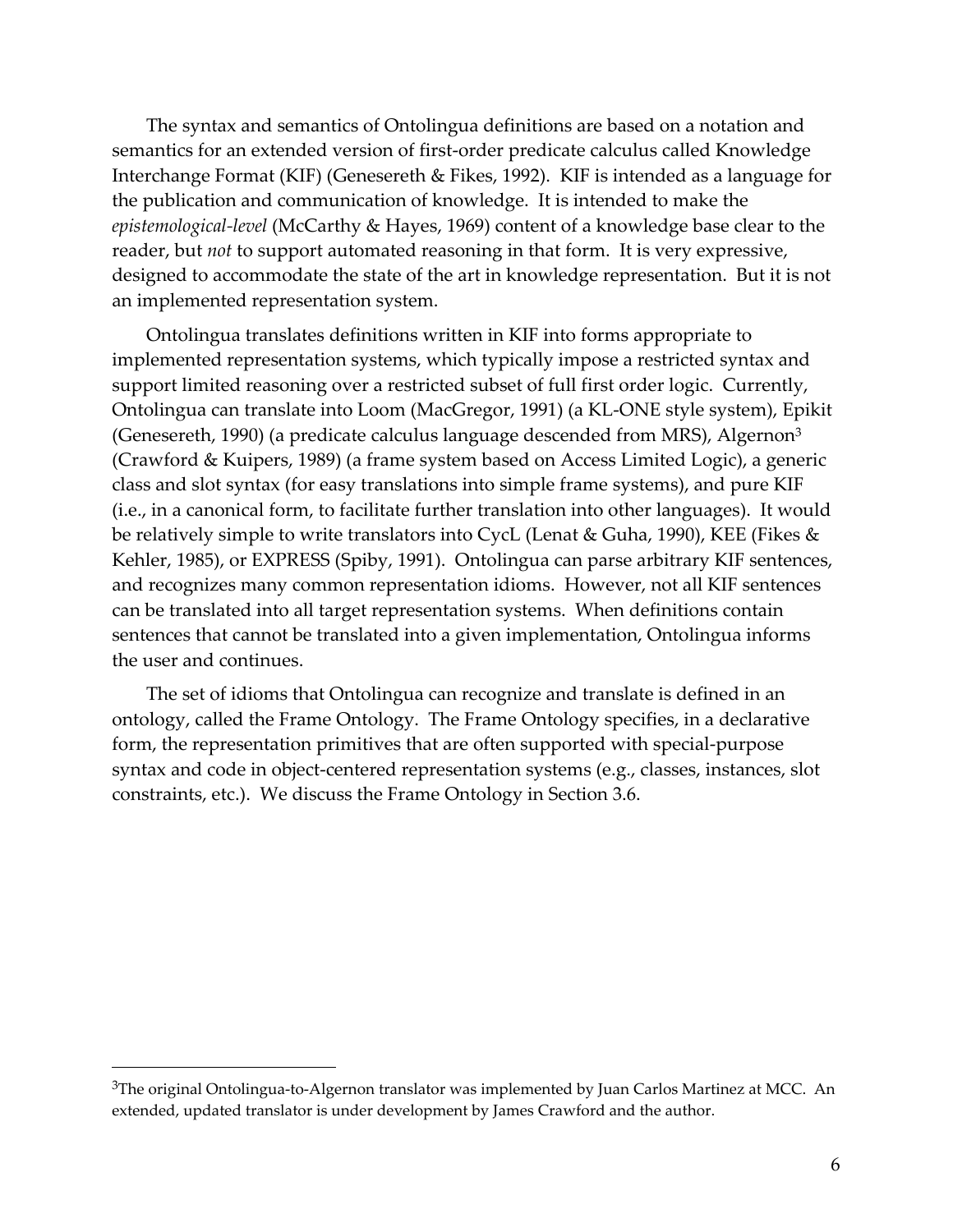The syntax and semantics of Ontolingua definitions are based on a notation and semantics for an extended version of first-order predicate calculus called Knowledge Interchange Format (KIF) (Genesereth & Fikes, 1992). KIF is intended as a language for the publication and communication of knowledge. It is intended to make the *epistemological-level* (McCarthy & Hayes, 1969) content of a knowledge base clear to the reader, but *not* to support automated reasoning in that form. It is very expressive, designed to accommodate the state of the art in knowledge representation. But it is not an implemented representation system.

Ontolingua translates definitions written in KIF into forms appropriate to implemented representation systems, which typically impose a restricted syntax and support limited reasoning over a restricted subset of full first order logic. Currently, Ontolingua can translate into Loom (MacGregor, 1991) (a KL-ONE style system), Epikit (Genesereth, 1990) (a predicate calculus language descended from MRS), Algernon[3] (Crawford & Kuipers, 1989) (a frame system based on Access Limited Logic), a generic class and slot syntax (for easy translations into simple frame systems), and pure KIF (i.e., in a canonical form, to facilitate further translation into other languages). It would be relatively simple to write translators into CycL (Lenat & Guha, 1990), KEE (Fikes & Kehler, 1985), or EXPRESS (Spiby, 1991). Ontolingua can parse arbitrary KIF sentences, and recognizes many common representation idioms. However, not all KIF sentences can be translated into all target representation systems. When definitions contain sentences that cannot be translated into a given implementation, Ontolingua informs the user and continues.

The set of idioms that Ontolingua can recognize and translate is defined in an ontology, called the Frame Ontology. The Frame Ontology specifies, in a declarative form, the representation primitives that are often supported with special-purpose syntax and code in object-centered representation systems (e.g., classes, instances, slot constraints, etc.). We discuss the Frame Ontology in Section 3.6.

---

[3]The original Ontolingua-to-Algernon translator was implemented by Juan Carlos Martinez at MCC. An extended, updated translator is under development by James Crawford and the author.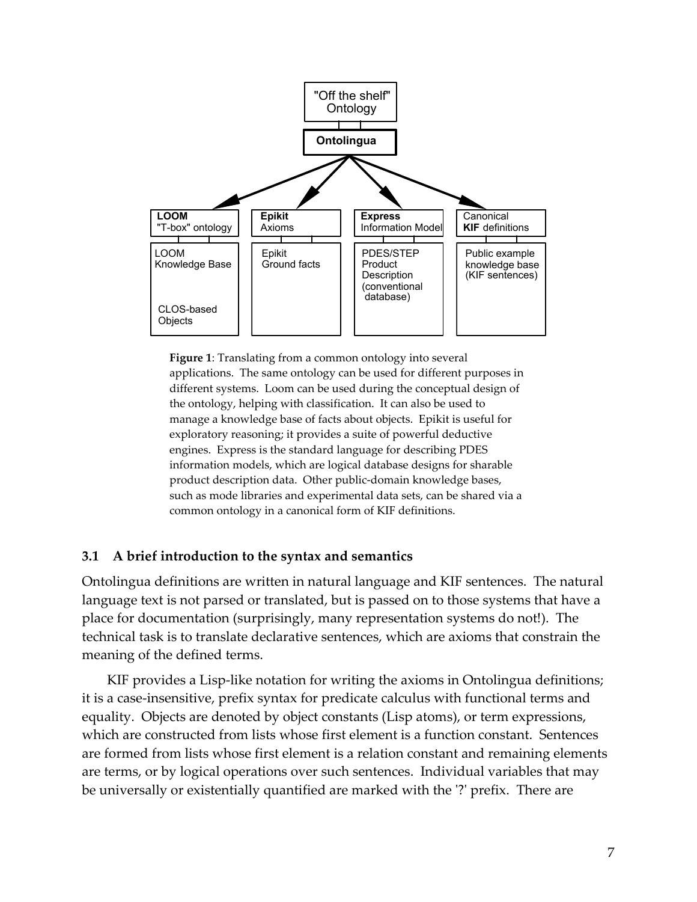"Off the shelf" Ontology

**Ontolingua**

| **LOOM** "T-box" ontology | **Epikit** Axioms | **Express** Information Model | Canonical **KIF** definitions |
|---|---|---|---|
| LOOM Knowledge Base<br>CLOS-based Objects | Epikit Ground facts | PDES/STEP Product Description (conventional database) | Public example knowledge base (KIF sentences) |

**Figure 1**: Translating from a common ontology into several applications. The same ontology can be used for different purposes in different systems. Loom can be used during the conceptual design of the ontology, helping with classification. It can also be used to manage a knowledge base of facts about objects. Epikit is useful for exploratory reasoning; it provides a suite of powerful deductive engines. Express is the standard language for describing PDES information models, which are logical database designs for sharable product description data. Other public-domain knowledge bases, such as mode libraries and experimental data sets, can be shared via a common ontology in a canonical form of KIF definitions.

### 3.1 A brief introduction to the syntax and semantics

Ontolingua definitions are written in natural language and KIF sentences. The natural language text is not parsed or translated, but is passed on to those systems that have a place for documentation (surprisingly, many representation systems do not!). The technical task is to translate declarative sentences, which are axioms that constrain the meaning of the defined terms.

KIF provides a Lisp-like notation for writing the axioms in Ontolingua definitions; it is a case-insensitive, prefix syntax for predicate calculus with functional terms and equality. Objects are denoted by object constants (Lisp atoms), or term expressions, which are constructed from lists whose first element is a function constant. Sentences are formed from lists whose first element is a relation constant and remaining elements are terms, or by logical operations over such sentences. Individual variables that may be universally or existentially quantified are marked with the '?' prefix. There are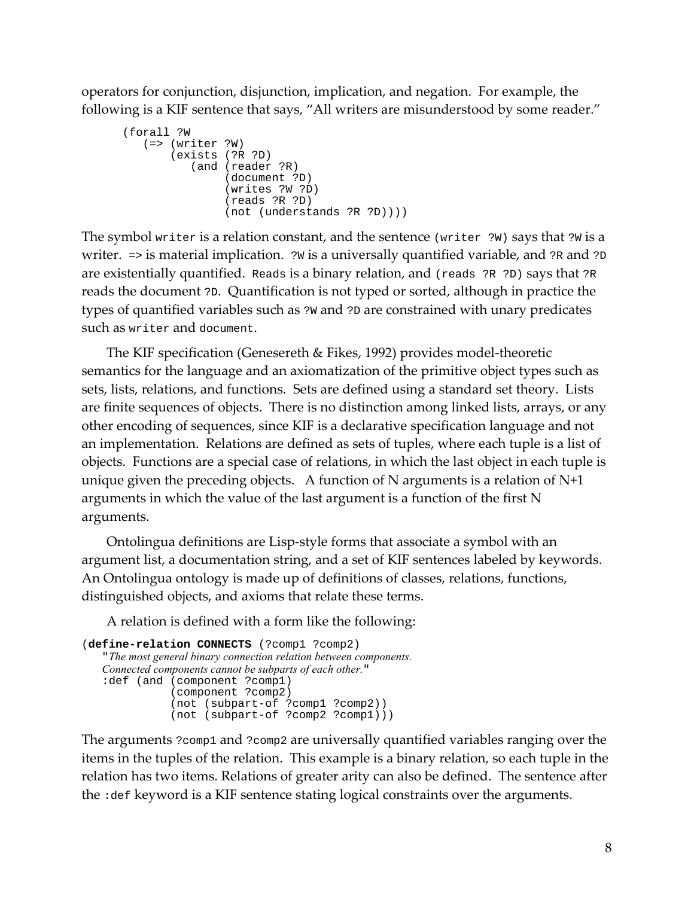operators for conjunction, disjunction, implication, and negation. For example, the following is a KIF sentence that says, "All writers are misunderstood by some reader."

```
(forall ?W
   (=> (writer ?W)
       (exists (?R ?D)
          (and (reader ?R)
               (document ?D)
               (writes ?W ?D)
               (reads ?R ?D)
               (not (understands ?R ?D))))
```

The symbol `writer` is a relation constant, and the sentence `(writer ?W)` says that `?W` is a writer. `=>` is material implication. `?W` is a universally quantified variable, and `?R` and `?D` are existentially quantified. `Reads` is a binary relation, and `(reads ?R ?D)` says that `?R` reads the document `?D`. Quantification is not typed or sorted, although in practice the types of quantified variables such as `?W` and `?D` are constrained with unary predicates such as `writer` and `document`.

The KIF specification (Genesereth & Fikes, 1992) provides model-theoretic semantics for the language and an axiomatization of the primitive object types such as sets, lists, relations, and functions. Sets are defined using a standard set theory. Lists are finite sequences of objects. There is no distinction among linked lists, arrays, or any other encoding of sequences, since KIF is a declarative specification language and not an implementation. Relations are defined as sets of tuples, where each tuple is a list of objects. Functions are a special case of relations, in which the last object in each tuple is unique given the preceding objects. A function of N arguments is a relation of N+1 arguments in which the value of the last argument is a function of the first N arguments.

Ontolingua definitions are Lisp-style forms that associate a symbol with an argument list, a documentation string, and a set of KIF sentences labeled by keywords. An Ontolingua ontology is made up of definitions of classes, relations, functions, distinguished objects, and axioms that relate these terms.

A relation is defined with a form like the following:

```
(define-relation CONNECTS (?comp1 ?comp2)
    "The most general binary connection relation between components.
    Connected components cannot be subparts of each other."
    :def (and (component ?comp1)
              (component ?comp2)
              (not (subpart-of ?comp1 ?comp2))
              (not (subpart-of ?comp2 ?comp1)))
```

The arguments `?comp1` and `?comp2` are universally quantified variables ranging over the items in the tuples of the relation. This example is a binary relation, so each tuple in the relation has two items. Relations of greater arity can also be defined. The sentence after the `:def` keyword is a KIF sentence stating logical constraints over the arguments.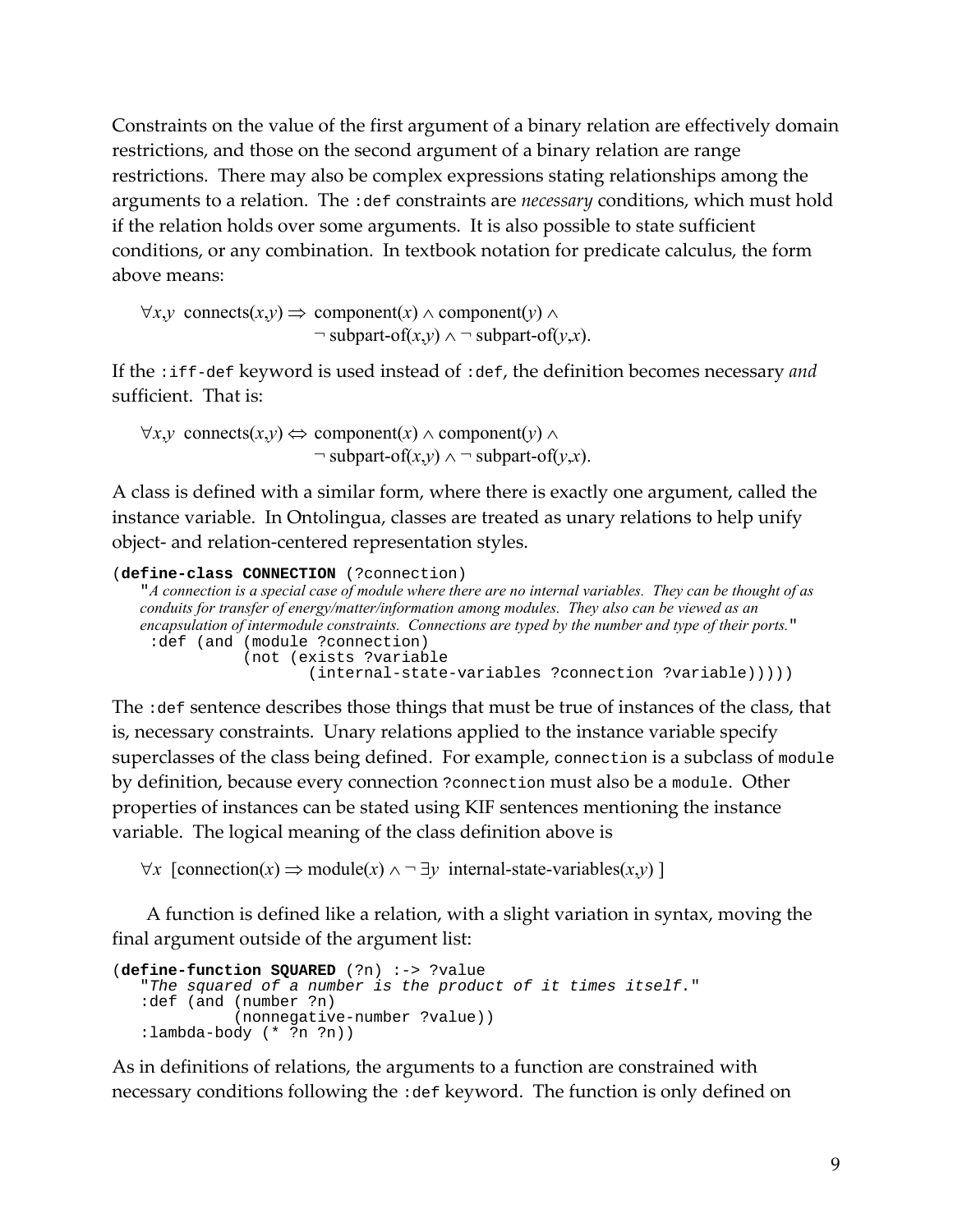Constraints on the value of the first argument of a binary relation are effectively domain restrictions, and those on the second argument of a binary relation are range restrictions. There may also be complex expressions stating relationships among the arguments to a relation. The `:def` constraints are *necessary* conditions, which must hold if the relation holds over some arguments. It is also possible to state sufficient conditions, or any combination. In textbook notation for predicate calculus, the form above means:

$$\forall x,y \;\; \text{connects}(x,y) \Rightarrow \text{component}(x) \wedge \text{component}(y) \wedge \neg\, \text{subpart-of}(x,y) \wedge \neg\, \text{subpart-of}(y,x).$$

If the `:iff-def` keyword is used instead of `:def`, the definition becomes necessary *and* sufficient. That is:

$$\forall x,y \;\; \text{connects}(x,y) \Leftrightarrow \text{component}(x) \wedge \text{component}(y) \wedge \neg\, \text{subpart-of}(x,y) \wedge \neg\, \text{subpart-of}(y,x).$$

A class is defined with a similar form, where there is exactly one argument, called the instance variable. In Ontolingua, classes are treated as unary relations to help unify object- and relation-centered representation styles.

```
(define-class CONNECTION (?connection)
   "A connection is a special case of module where there are no internal variables. They can be thought of as
   conduits for transfer of energy/matter/information among modules. They also can be viewed as an
   encapsulation of intermodule constraints. Connections are typed by the number and type of their ports."
    :def (and (module ?connection)
              (not (exists ?variable
                      (internal-state-variables ?connection ?variable)))))
```

The `:def` sentence describes those things that must be true of instances of the class, that is, necessary constraints. Unary relations applied to the instance variable specify superclasses of the class being defined. For example, `connection` is a subclass of `module` by definition, because every connection `?connection` must also be a `module`. Other properties of instances can be stated using KIF sentences mentioning the instance variable. The logical meaning of the class definition above is

$$\forall x \;\; [\text{connection}(x) \Rightarrow \text{module}(x) \wedge \neg\, \exists y \;\; \text{internal-state-variables}(x,y)\,]$$

A function is defined like a relation, with a slight variation in syntax, moving the final argument outside of the argument list:

```
(define-function SQUARED (?n) :-> ?value
   "The squared of a number is the product of it times itself."
   :def (and (number ?n)
             (nonnegative-number ?value))
   :lambda-body (* ?n ?n))
```

As in definitions of relations, the arguments to a function are constrained with necessary conditions following the `:def` keyword. The function is only defined on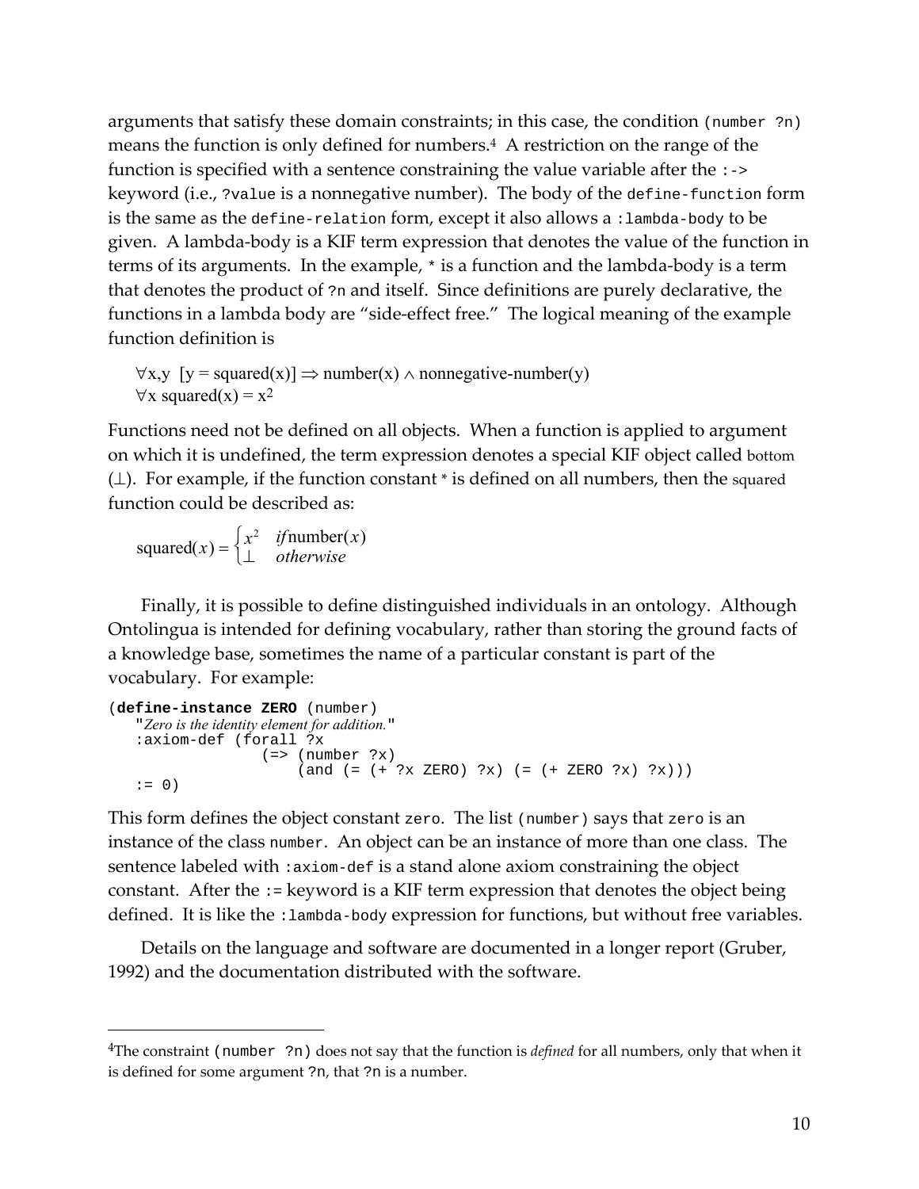arguments that satisfy these domain constraints; in this case, the condition `(number ?n)` means the function is only defined for numbers.[4] A restriction on the range of the function is specified with a sentence constraining the value variable after the `:->` keyword (i.e., `?value` is a nonnegative number). The body of the `define-function` form is the same as the `define-relation` form, except it also allows a `:lambda-body` to be given. A lambda-body is a KIF term expression that denotes the value of the function in terms of its arguments. In the example, `*` is a function and the lambda-body is a term that denotes the product of `?n` and itself. Since definitions are purely declarative, the functions in a lambda body are "side-effect free." The logical meaning of the example function definition is

$$\forall x,y \; [y = \text{squared}(x)] \Rightarrow \text{number}(x) \wedge \text{nonnegative-number}(y)$$
$$\forall x \; \text{squared}(x) = x^2$$

Functions need not be defined on all objects. When a function is applied to argument on which it is undefined, the term expression denotes a special KIF object called bottom ($\perp$). For example, if the function constant `*` is defined on all numbers, then the squared function could be described as:

$$\text{squared}(x) = \begin{cases} x^2 & \textit{if} \, \text{number}(x) \\ \perp & \textit{otherwise} \end{cases}$$

Finally, it is possible to define distinguished individuals in an ontology. Although Ontolingua is intended for defining vocabulary, rather than storing the ground facts of a knowledge base, sometimes the name of a particular constant is part of the vocabulary. For example:

```
(define-instance ZERO (number)
   "Zero is the identity element for addition."
   :axiom-def (forall ?x
                (=> (number ?x)
                    (and (= (+ ?x ZERO) ?x) (= (+ ZERO ?x) ?x)))
   := 0)
```

This form defines the object constant `zero`. The list `(number)` says that `zero` is an instance of the class `number`. An object can be an instance of more than one class. The sentence labeled with `:axiom-def` is a stand alone axiom constraining the object constant. After the `:=` keyword is a KIF term expression that denotes the object being defined. It is like the `:lambda-body` expression for functions, but without free variables.

Details on the language and software are documented in a longer report (Gruber, 1992) and the documentation distributed with the software.

---

[4] The constraint `(number ?n)` does not say that the function is *defined* for all numbers, only that when it is defined for some argument `?n`, that `?n` is a number.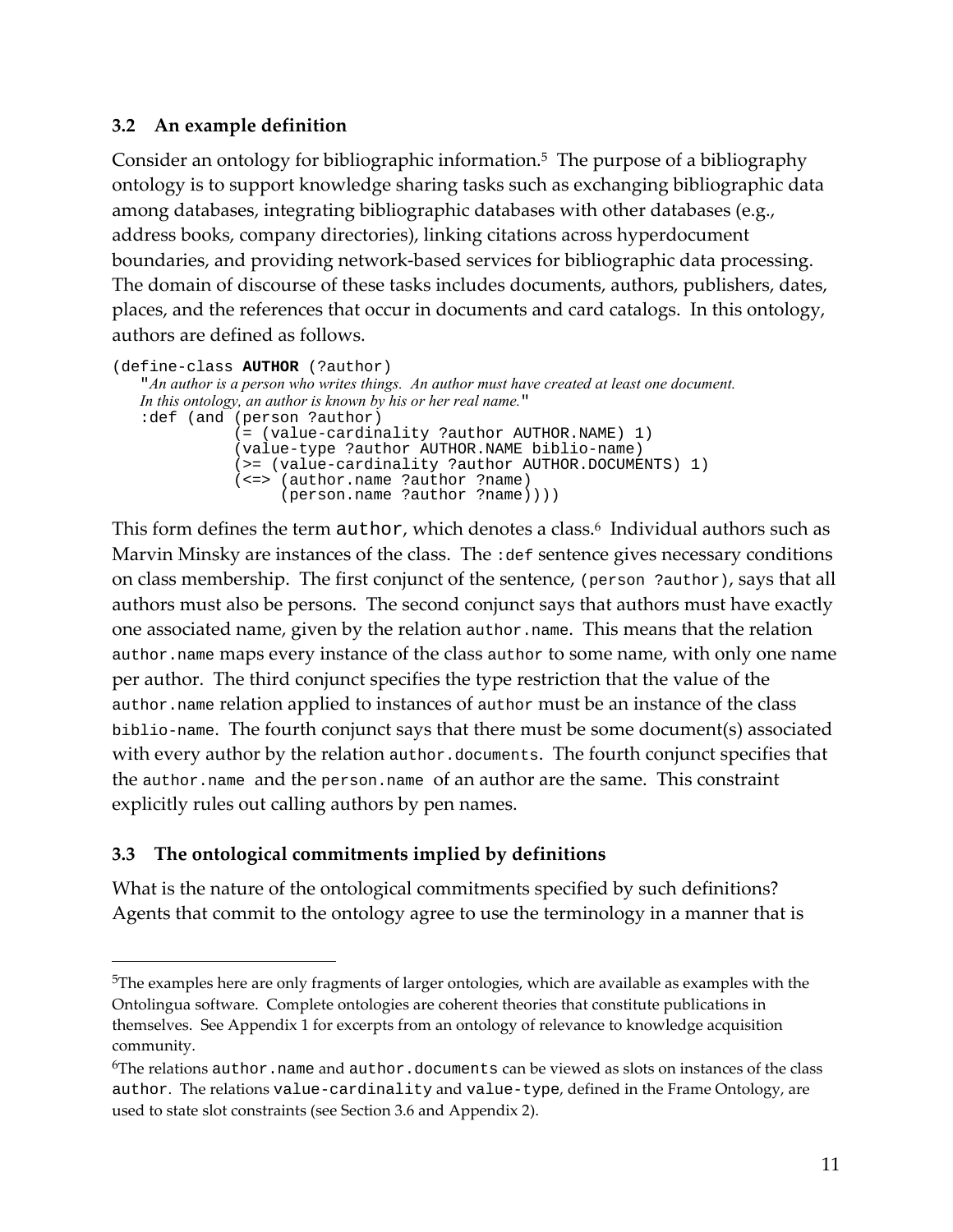### 3.2 An example definition

Consider an ontology for bibliographic information.[5] The purpose of a bibliography ontology is to support knowledge sharing tasks such as exchanging bibliographic data among databases, integrating bibliographic databases with other databases (e.g., address books, company directories), linking citations across hyperdocument boundaries, and providing network-based services for bibliographic data processing. The domain of discourse of these tasks includes documents, authors, publishers, dates, places, and the references that occur in documents and card catalogs. In this ontology, authors are defined as follows.

```
(define-class AUTHOR (?author)
    "An author is a person who writes things.  An author must have created at least one document.
    In this ontology, an author is known by his or her real name."
    :def (and (person ?author)
              (= (value-cardinality ?author AUTHOR.NAME) 1)
              (value-type ?author AUTHOR.NAME biblio-name)
              (>= (value-cardinality ?author AUTHOR.DOCUMENTS) 1)
              (<=> (author.name ?author ?name)
                   (person.name ?author ?name))))
```

This form defines the term `author`, which denotes a class.[6] Individual authors such as Marvin Minsky are instances of the class. The `:def` sentence gives necessary conditions on class membership. The first conjunct of the sentence, `(person ?author)`, says that all authors must also be persons. The second conjunct says that authors must have exactly one associated name, given by the relation `author.name`. This means that the relation `author.name` maps every instance of the class `author` to some name, with only one name per author. The third conjunct specifies the type restriction that the value of the `author.name` relation applied to instances of `author` must be an instance of the class `biblio-name`. The fourth conjunct says that there must be some document(s) associated with every author by the relation `author.documents`. The fourth conjunct specifies that the `author.name` and the `person.name` of an author are the same. This constraint explicitly rules out calling authors by pen names.

### 3.3 The ontological commitments implied by definitions

What is the nature of the ontological commitments specified by such definitions? Agents that commit to the ontology agree to use the terminology in a manner that is

---

[5] The examples here are only fragments of larger ontologies, which are available as examples with the Ontolingua software. Complete ontologies are coherent theories that constitute publications in themselves. See Appendix 1 for excerpts from an ontology of relevance to knowledge acquisition community.

[6] The relations `author.name` and `author.documents` can be viewed as slots on instances of the class `author`. The relations `value-cardinality` and `value-type`, defined in the Frame Ontology, are used to state slot constraints (see Section 3.6 and Appendix 2).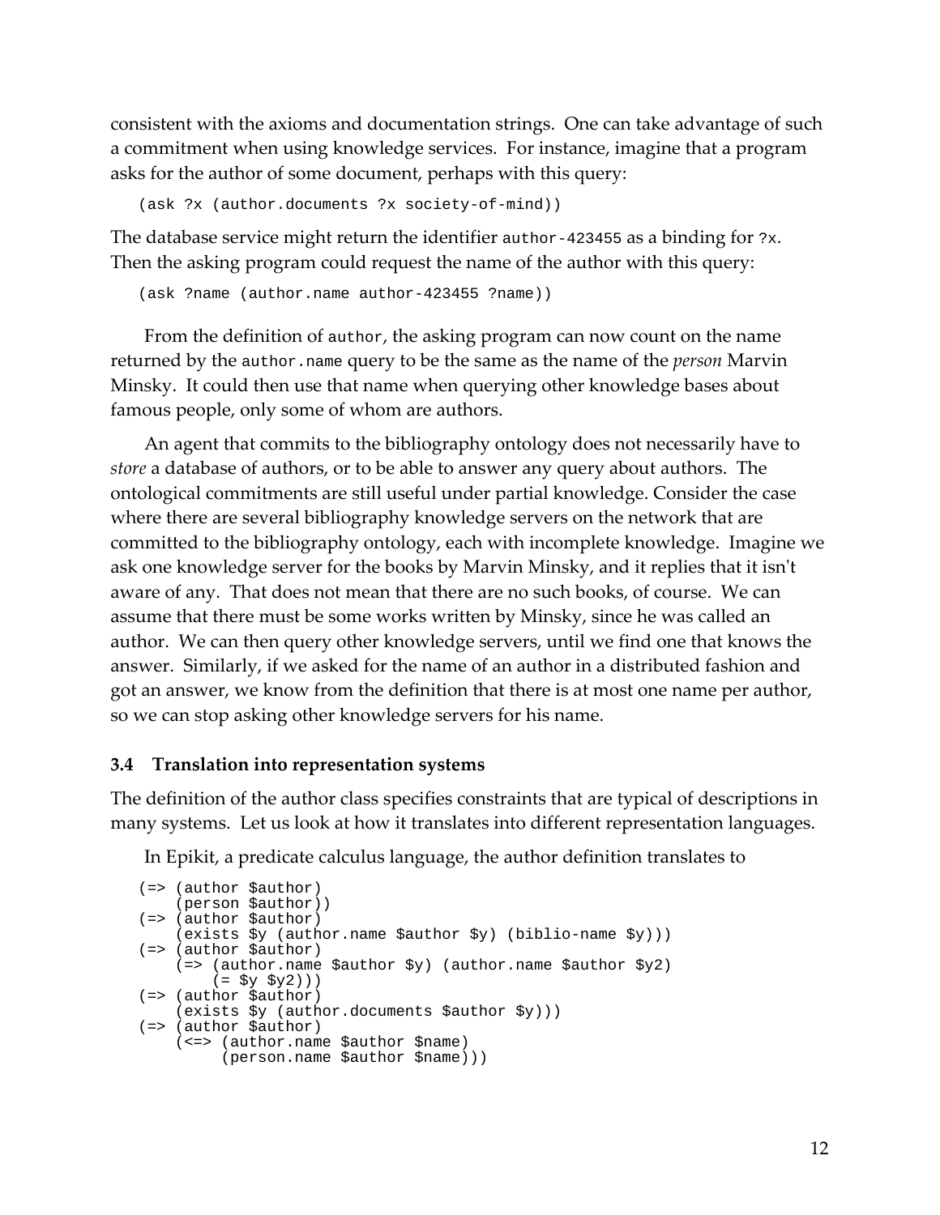consistent with the axioms and documentation strings. One can take advantage of such a commitment when using knowledge services. For instance, imagine that a program asks for the author of some document, perhaps with this query:

```
(ask ?x (author.documents ?x society-of-mind))
```

The database service might return the identifier `author-423455` as a binding for `?x`. Then the asking program could request the name of the author with this query:

```
(ask ?name (author.name author-423455 ?name))
```

From the definition of `author`, the asking program can now count on the name returned by the `author.name` query to be the same as the name of the *person* Marvin Minsky. It could then use that name when querying other knowledge bases about famous people, only some of whom are authors.

An agent that commits to the bibliography ontology does not necessarily have to *store* a database of authors, or to be able to answer any query about authors. The ontological commitments are still useful under partial knowledge. Consider the case where there are several bibliography knowledge servers on the network that are committed to the bibliography ontology, each with incomplete knowledge. Imagine we ask one knowledge server for the books by Marvin Minsky, and it replies that it isn't aware of any. That does not mean that there are no such books, of course. We can assume that there must be some works written by Minsky, since he was called an author. We can then query other knowledge servers, until we find one that knows the answer. Similarly, if we asked for the name of an author in a distributed fashion and got an answer, we know from the definition that there is at most one name per author, so we can stop asking other knowledge servers for his name.

### 3.4 Translation into representation systems

The definition of the author class specifies constraints that are typical of descriptions in many systems. Let us look at how it translates into different representation languages.

In Epikit, a predicate calculus language, the author definition translates to

```
(=> (author $author)
    (person $author))
(=> (author $author)
    (exists $y (author.name $author $y) (biblio-name $y)))
(=> (author $author)
    (=> (author.name $author $y) (author.name $author $y2)
        (= $y $y2)))
(=> (author $author)
    (exists $y (author.documents $author $y)))
(=> (author $author)
    (<=> (author.name $author $name)
         (person.name $author $name)))
```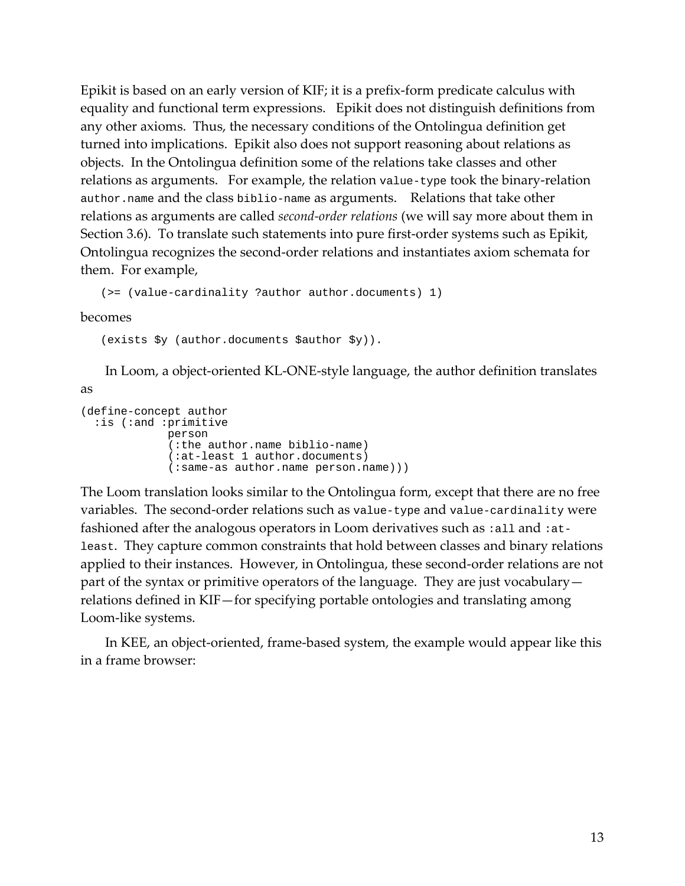Epikit is based on an early version of KIF; it is a prefix-form predicate calculus with equality and functional term expressions. Epikit does not distinguish definitions from any other axioms. Thus, the necessary conditions of the Ontolingua definition get turned into implications. Epikit also does not support reasoning about relations as objects. In the Ontolingua definition some of the relations take classes and other relations as arguments. For example, the relation `value-type` took the binary-relation `author.name` and the class `biblio-name` as arguments. Relations that take other relations as arguments are called *second-order relations* (we will say more about them in Section 3.6). To translate such statements into pure first-order systems such as Epikit, Ontolingua recognizes the second-order relations and instantiates axiom schemata for them. For example,

```
(>= (value-cardinality ?author author.documents) 1)
```

becomes

```
(exists $y (author.documents $author $y)).
```

In Loom, a object-oriented KL-ONE-style language, the author definition translates as

```
(define-concept author
  :is (:and :primitive
             person
             (:the author.name biblio-name)
             (:at-least 1 author.documents)
             (:same-as author.name person.name)))
```

The Loom translation looks similar to the Ontolingua form, except that there are no free variables. The second-order relations such as `value-type` and `value-cardinality` were fashioned after the analogous operators in Loom derivatives such as `:all` and `:at-least`. They capture common constraints that hold between classes and binary relations applied to their instances. However, in Ontolingua, these second-order relations are not part of the syntax or primitive operators of the language. They are just vocabulary—relations defined in KIF—for specifying portable ontologies and translating among Loom-like systems.

In KEE, an object-oriented, frame-based system, the example would appear like this in a frame browser: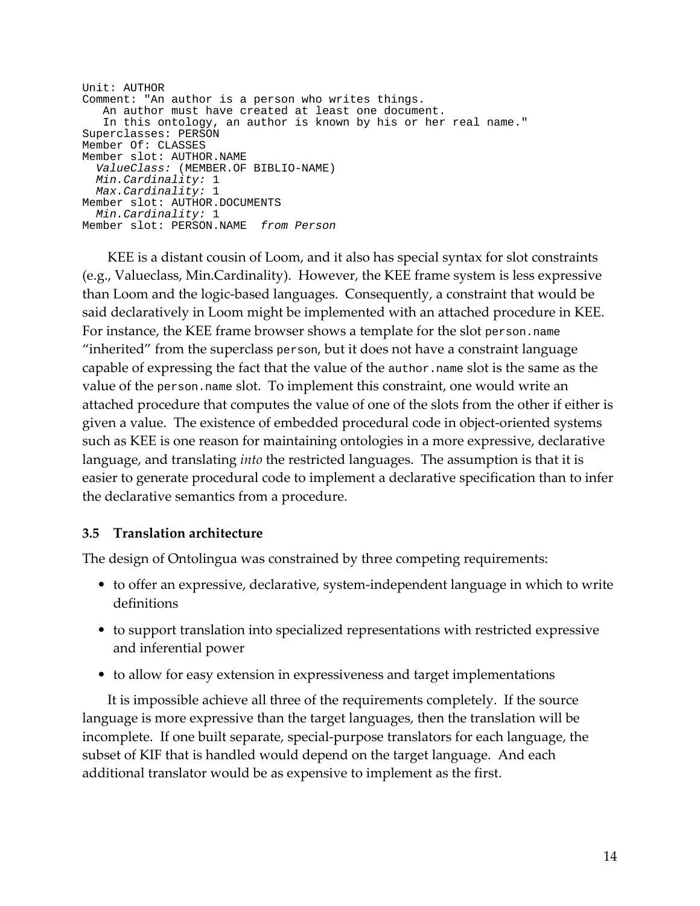```
Unit: AUTHOR
Comment: "An author is a person who writes things.
   An author must have created at least one document.
   In this ontology, an author is known by his or her real name."
Superclasses: PERSON
Member Of: CLASSES
Member slot: AUTHOR.NAME
  ValueClass: (MEMBER.OF BIBLIO-NAME)
  Min.Cardinality: 1
  Max.Cardinality: 1
Member slot: AUTHOR.DOCUMENTS
  Min.Cardinality: 1
Member slot: PERSON.NAME  from Person
```

KEE is a distant cousin of Loom, and it also has special syntax for slot constraints (e.g., Valueclass, Min.Cardinality). However, the KEE frame system is less expressive than Loom and the logic-based languages. Consequently, a constraint that would be said declaratively in Loom might be implemented with an attached procedure in KEE. For instance, the KEE frame browser shows a template for the slot `person.name` "inherited" from the superclass `person`, but it does not have a constraint language capable of expressing the fact that the value of the `author.name` slot is the same as the value of the `person.name` slot. To implement this constraint, one would write an attached procedure that computes the value of one of the slots from the other if either is given a value. The existence of embedded procedural code in object-oriented systems such as KEE is one reason for maintaining ontologies in a more expressive, declarative language, and translating *into* the restricted languages. The assumption is that it is easier to generate procedural code to implement a declarative specification than to infer the declarative semantics from a procedure.

### 3.5 Translation architecture

The design of Ontolingua was constrained by three competing requirements:

- to offer an expressive, declarative, system-independent language in which to write definitions
- to support translation into specialized representations with restricted expressive and inferential power
- to allow for easy extension in expressiveness and target implementations

It is impossible achieve all three of the requirements completely. If the source language is more expressive than the target languages, then the translation will be incomplete. If one built separate, special-purpose translators for each language, the subset of KIF that is handled would depend on the target language. And each additional translator would be as expensive to implement as the first.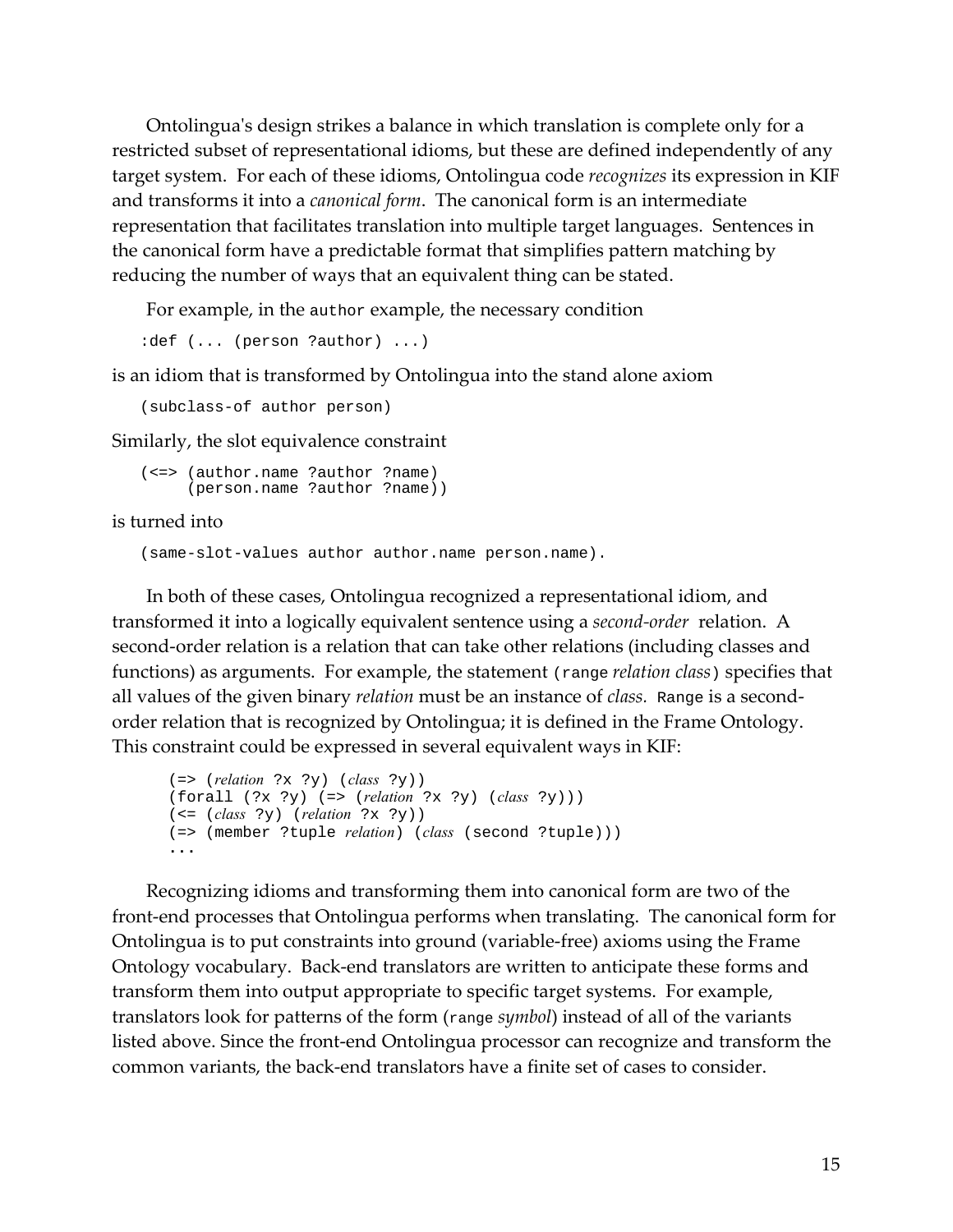Ontolingua's design strikes a balance in which translation is complete only for a restricted subset of representational idioms, but these are defined independently of any target system. For each of these idioms, Ontolingua code *recognizes* its expression in KIF and transforms it into a *canonical form*. The canonical form is an intermediate representation that facilitates translation into multiple target languages. Sentences in the canonical form have a predictable format that simplifies pattern matching by reducing the number of ways that an equivalent thing can be stated.

For example, in the `author` example, the necessary condition

```
:def (... (person ?author) ...)
```

is an idiom that is transformed by Ontolingua into the stand alone axiom

```
(subclass-of author person)
```

Similarly, the slot equivalence constraint

```
(<=> (author.name ?author ?name)
     (person.name ?author ?name))
```

is turned into

```
(same-slot-values author author.name person.name).
```

In both of these cases, Ontolingua recognized a representational idiom, and transformed it into a logically equivalent sentence using a *second-order* relation. A second-order relation is a relation that can take other relations (including classes and functions) as arguments. For example, the statement `(range` *relation class*`)` specifies that all values of the given binary *relation* must be an instance of *class*. `Range` is a second-order relation that is recognized by Ontolingua; it is defined in the Frame Ontology. This constraint could be expressed in several equivalent ways in KIF:

```
(=> (relation ?x ?y) (class ?y))
(forall (?x ?y) (=> (relation ?x ?y) (class ?y)))
(<= (class ?y) (relation ?x ?y))
(=> (member ?tuple relation) (class (second ?tuple)))
...
```

Recognizing idioms and transforming them into canonical form are two of the front-end processes that Ontolingua performs when translating. The canonical form for Ontolingua is to put constraints into ground (variable-free) axioms using the Frame Ontology vocabulary. Back-end translators are written to anticipate these forms and transform them into output appropriate to specific target systems. For example, translators look for patterns of the form (`range` *symbol*) instead of all of the variants listed above. Since the front-end Ontolingua processor can recognize and transform the common variants, the back-end translators have a finite set of cases to consider.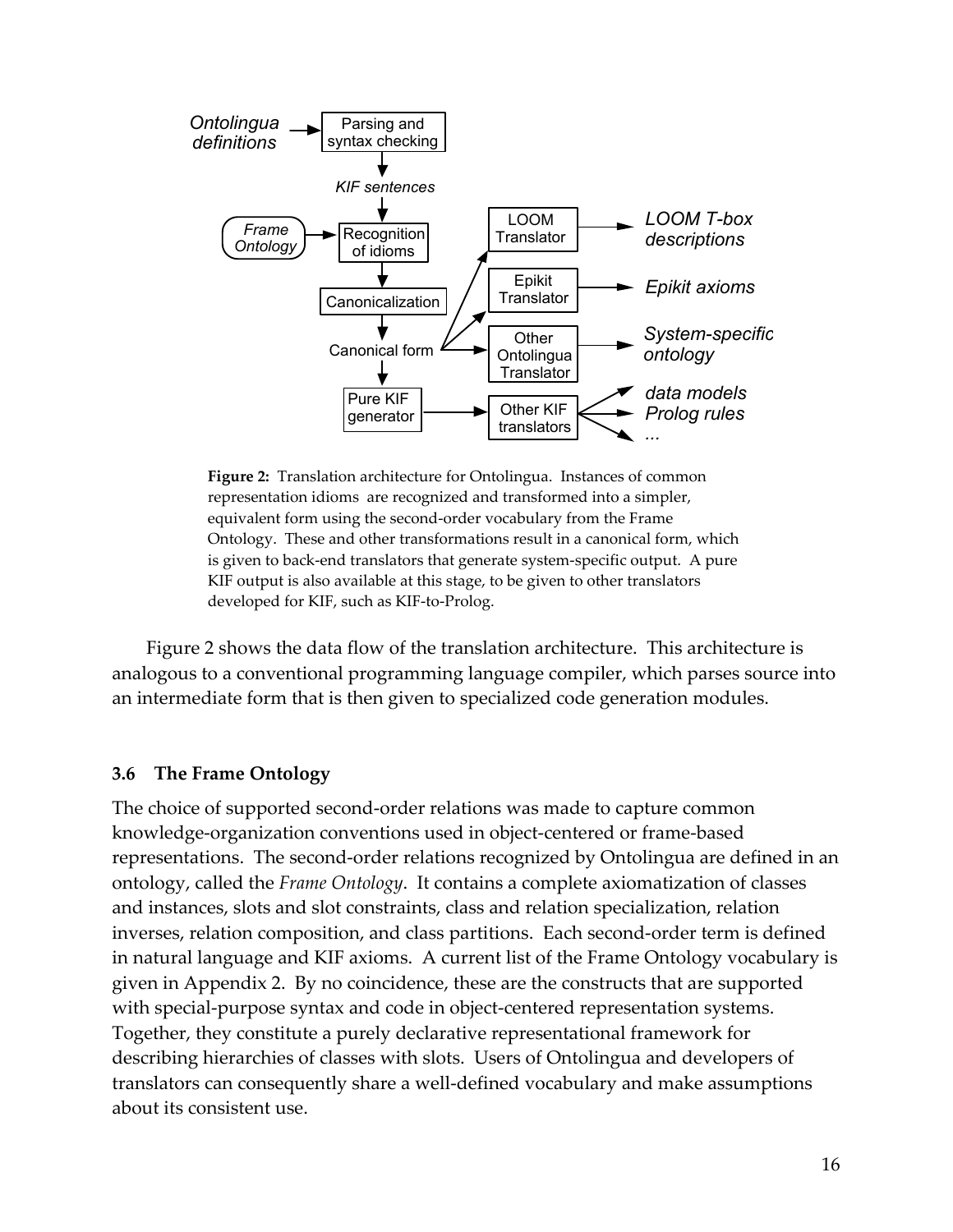**Figure 2:** Translation architecture for Ontolingua. Instances of common representation idioms are recognized and transformed into a simpler, equivalent form using the second-order vocabulary from the Frame Ontology. These and other transformations result in a canonical form, which is given to back-end translators that generate system-specific output. A pure KIF output is also available at this stage, to be given to other translators developed for KIF, such as KIF-to-Prolog.

Figure 2 shows the data flow of the translation architecture. This architecture is analogous to a conventional programming language compiler, which parses source into an intermediate form that is then given to specialized code generation modules.

### 3.6 The Frame Ontology

The choice of supported second-order relations was made to capture common knowledge-organization conventions used in object-centered or frame-based representations. The second-order relations recognized by Ontolingua are defined in an ontology, called the *Frame Ontology*. It contains a complete axiomatization of classes and instances, slots and slot constraints, class and relation specialization, relation inverses, relation composition, and class partitions. Each second-order term is defined in natural language and KIF axioms. A current list of the Frame Ontology vocabulary is given in Appendix 2. By no coincidence, these are the constructs that are supported with special-purpose syntax and code in object-centered representation systems. Together, they constitute a purely declarative representational framework for describing hierarchies of classes with slots. Users of Ontolingua and developers of translators can consequently share a well-defined vocabulary and make assumptions about its consistent use.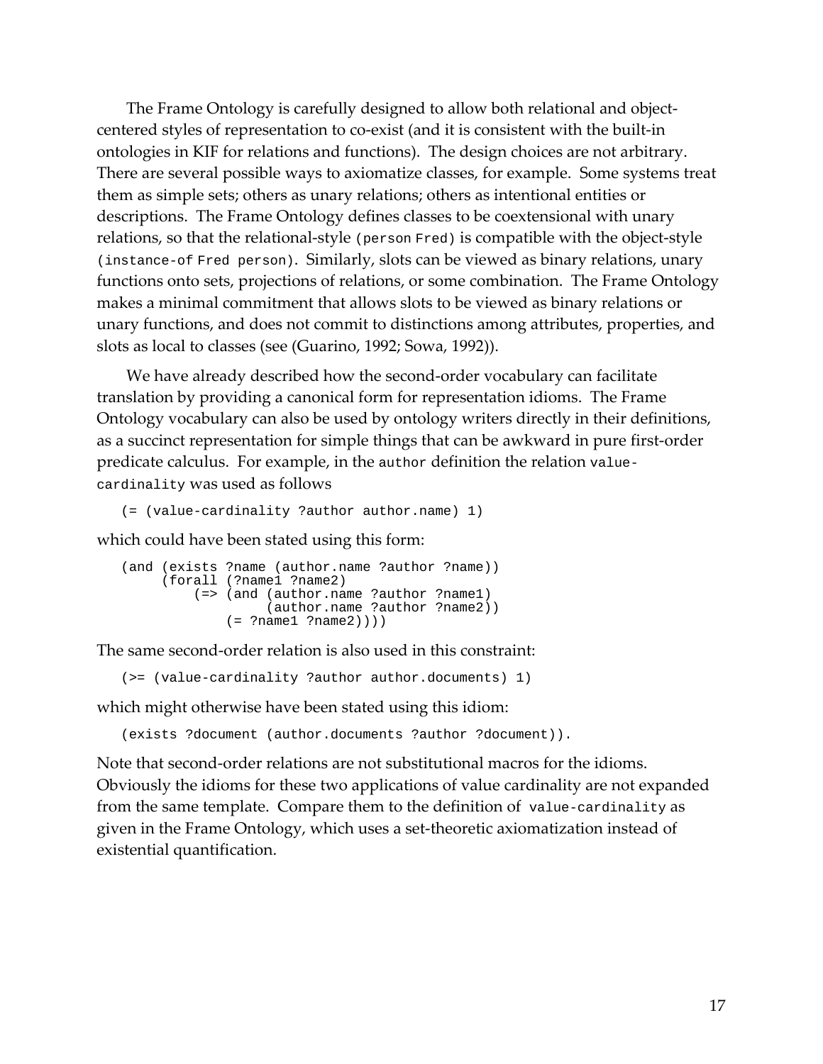The Frame Ontology is carefully designed to allow both relational and object-centered styles of representation to co-exist (and it is consistent with the built-in ontologies in KIF for relations and functions). The design choices are not arbitrary. There are several possible ways to axiomatize classes, for example. Some systems treat them as simple sets; others as unary relations; others as intentional entities or descriptions. The Frame Ontology defines classes to be coextensional with unary relations, so that the relational-style `(person Fred)` is compatible with the object-style `(instance-of Fred person)`. Similarly, slots can be viewed as binary relations, unary functions onto sets, projections of relations, or some combination. The Frame Ontology makes a minimal commitment that allows slots to be viewed as binary relations or unary functions, and does not commit to distinctions among attributes, properties, and slots as local to classes (see (Guarino, 1992; Sowa, 1992)).

We have already described how the second-order vocabulary can facilitate translation by providing a canonical form for representation idioms. The Frame Ontology vocabulary can also be used by ontology writers directly in their definitions, as a succinct representation for simple things that can be awkward in pure first-order predicate calculus. For example, in the `author` definition the relation `value-cardinality` was used as follows

```
(= (value-cardinality ?author author.name) 1)
```

which could have been stated using this form:

```
(and (exists ?name (author.name ?author ?name))
     (forall (?name1 ?name2)
         (=> (and (author.name ?author ?name1)
                  (author.name ?author ?name2))
             (= ?name1 ?name2))))
```

The same second-order relation is also used in this constraint:

```
(>= (value-cardinality ?author author.documents) 1)
```

which might otherwise have been stated using this idiom:

```
(exists ?document (author.documents ?author ?document)).
```

Note that second-order relations are not substitutional macros for the idioms. Obviously the idioms for these two applications of value cardinality are not expanded from the same template. Compare them to the definition of `value-cardinality` as given in the Frame Ontology, which uses a set-theoretic axiomatization instead of existential quantification.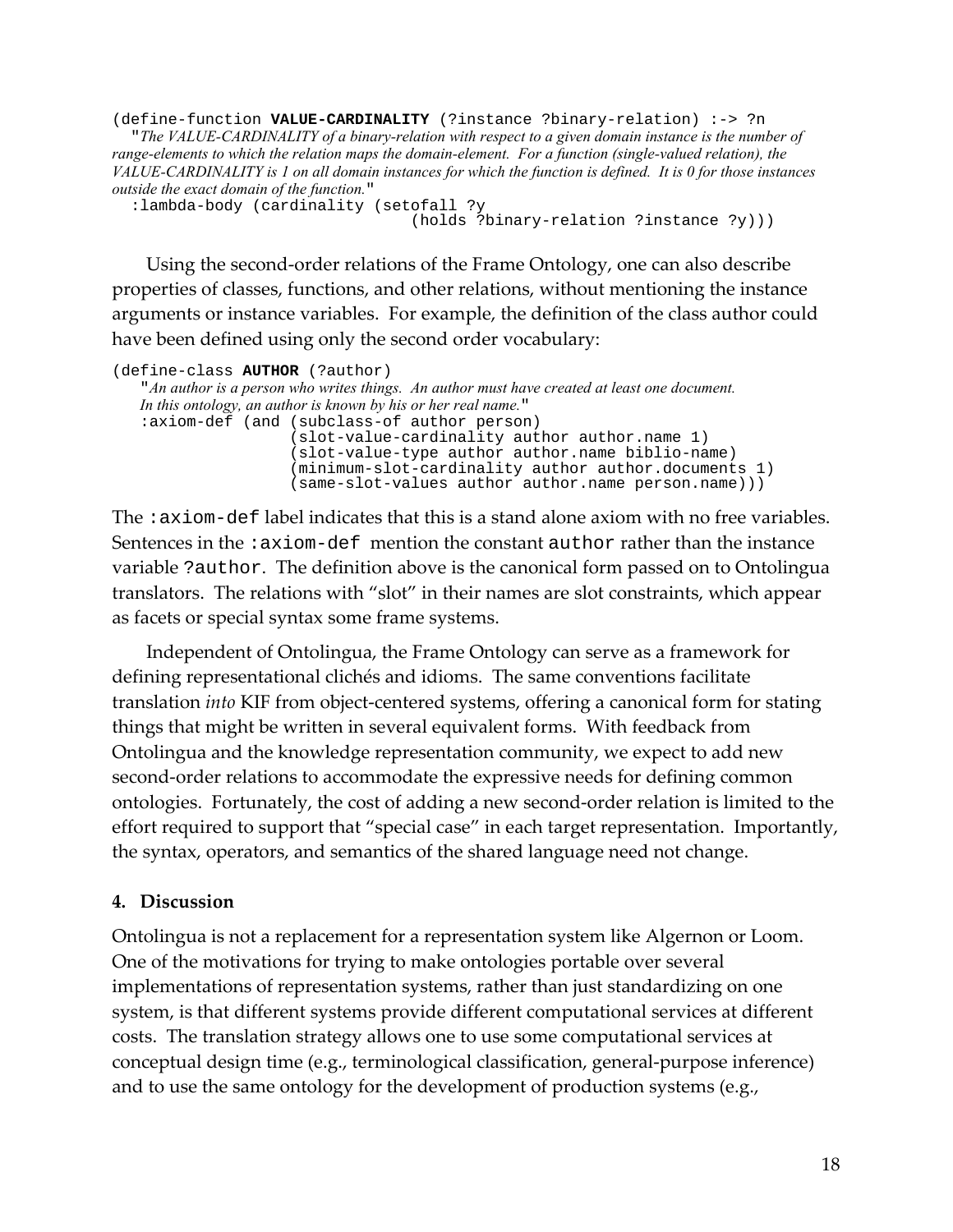```
(define-function VALUE-CARDINALITY (?instance ?binary-relation) :-> ?n
   "The VALUE-CARDINALITY of a binary-relation with respect to a given domain instance is the number of
range-elements to which the relation maps the domain-element. For a function (single-valued relation), the
VALUE-CARDINALITY is 1 on all domain instances for which the function is defined. It is 0 for those instances
outside the exact domain of the function."
  :lambda-body (cardinality (setofall ?y
                                  (holds ?binary-relation ?instance ?y)))
```

Using the second-order relations of the Frame Ontology, one can also describe properties of classes, functions, and other relations, without mentioning the instance arguments or instance variables. For example, the definition of the class author could have been defined using only the second order vocabulary:

```
(define-class AUTHOR (?author)
   "An author is a person who writes things. An author must have created at least one document.
   In this ontology, an author is known by his or her real name."
   :axiom-def (and (subclass-of author person)
                   (slot-value-cardinality author author.name 1)
                   (slot-value-type author author.name biblio-name)
                   (minimum-slot-cardinality author author.documents 1)
                   (same-slot-values author author.name person.name)))
```

The `:axiom-def` label indicates that this is a stand alone axiom with no free variables. Sentences in the `:axiom-def` mention the constant `author` rather than the instance variable `?author`. The definition above is the canonical form passed on to Ontolingua translators. The relations with "slot" in their names are slot constraints, which appear as facets or special syntax some frame systems.

Independent of Ontolingua, the Frame Ontology can serve as a framework for defining representational clichés and idioms. The same conventions facilitate translation *into* KIF from object-centered systems, offering a canonical form for stating things that might be written in several equivalent forms. With feedback from Ontolingua and the knowledge representation community, we expect to add new second-order relations to accommodate the expressive needs for defining common ontologies. Fortunately, the cost of adding a new second-order relation is limited to the effort required to support that "special case" in each target representation. Importantly, the syntax, operators, and semantics of the shared language need not change.

## 4. Discussion

Ontolingua is not a replacement for a representation system like Algernon or Loom. One of the motivations for trying to make ontologies portable over several implementations of representation systems, rather than just standardizing on one system, is that different systems provide different computational services at different costs. The translation strategy allows one to use some computational services at conceptual design time (e.g., terminological classification, general-purpose inference) and to use the same ontology for the development of production systems (e.g.,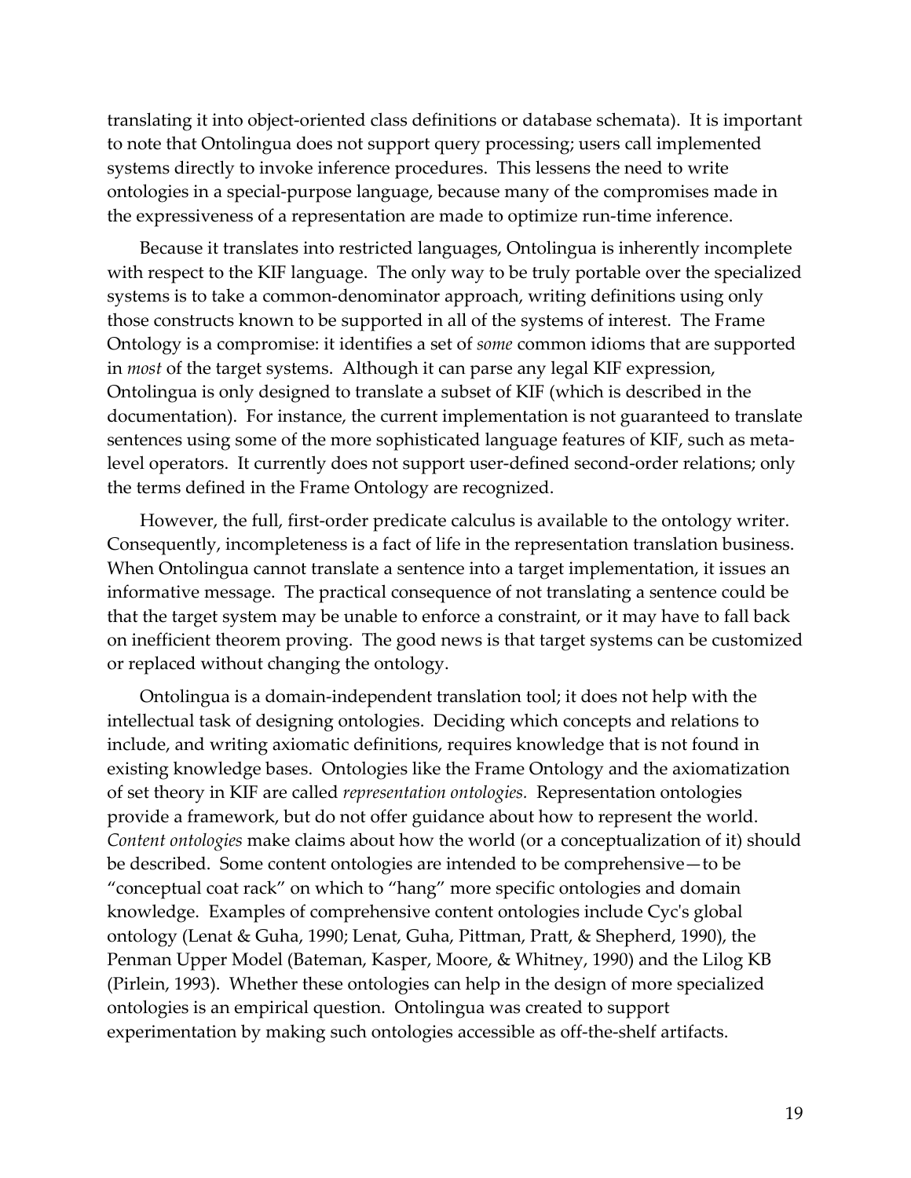translating it into object-oriented class definitions or database schemata). It is important to note that Ontolingua does not support query processing; users call implemented systems directly to invoke inference procedures. This lessens the need to write ontologies in a special-purpose language, because many of the compromises made in the expressiveness of a representation are made to optimize run-time inference.

Because it translates into restricted languages, Ontolingua is inherently incomplete with respect to the KIF language. The only way to be truly portable over the specialized systems is to take a common-denominator approach, writing definitions using only those constructs known to be supported in all of the systems of interest. The Frame Ontology is a compromise: it identifies a set of *some* common idioms that are supported in *most* of the target systems. Although it can parse any legal KIF expression, Ontolingua is only designed to translate a subset of KIF (which is described in the documentation). For instance, the current implementation is not guaranteed to translate sentences using some of the more sophisticated language features of KIF, such as meta-level operators. It currently does not support user-defined second-order relations; only the terms defined in the Frame Ontology are recognized.

However, the full, first-order predicate calculus is available to the ontology writer. Consequently, incompleteness is a fact of life in the representation translation business. When Ontolingua cannot translate a sentence into a target implementation, it issues an informative message. The practical consequence of not translating a sentence could be that the target system may be unable to enforce a constraint, or it may have to fall back on inefficient theorem proving. The good news is that target systems can be customized or replaced without changing the ontology.

Ontolingua is a domain-independent translation tool; it does not help with the intellectual task of designing ontologies. Deciding which concepts and relations to include, and writing axiomatic definitions, requires knowledge that is not found in existing knowledge bases. Ontologies like the Frame Ontology and the axiomatization of set theory in KIF are called *representation ontologies.* Representation ontologies provide a framework, but do not offer guidance about how to represent the world. *Content ontologies* make claims about how the world (or a conceptualization of it) should be described. Some content ontologies are intended to be comprehensive—to be "conceptual coat rack" on which to "hang" more specific ontologies and domain knowledge. Examples of comprehensive content ontologies include Cyc's global ontology (Lenat & Guha, 1990; Lenat, Guha, Pittman, Pratt, & Shepherd, 1990), the Penman Upper Model (Bateman, Kasper, Moore, & Whitney, 1990) and the Lilog KB (Pirlein, 1993). Whether these ontologies can help in the design of more specialized ontologies is an empirical question. Ontolingua was created to support experimentation by making such ontologies accessible as off-the-shelf artifacts.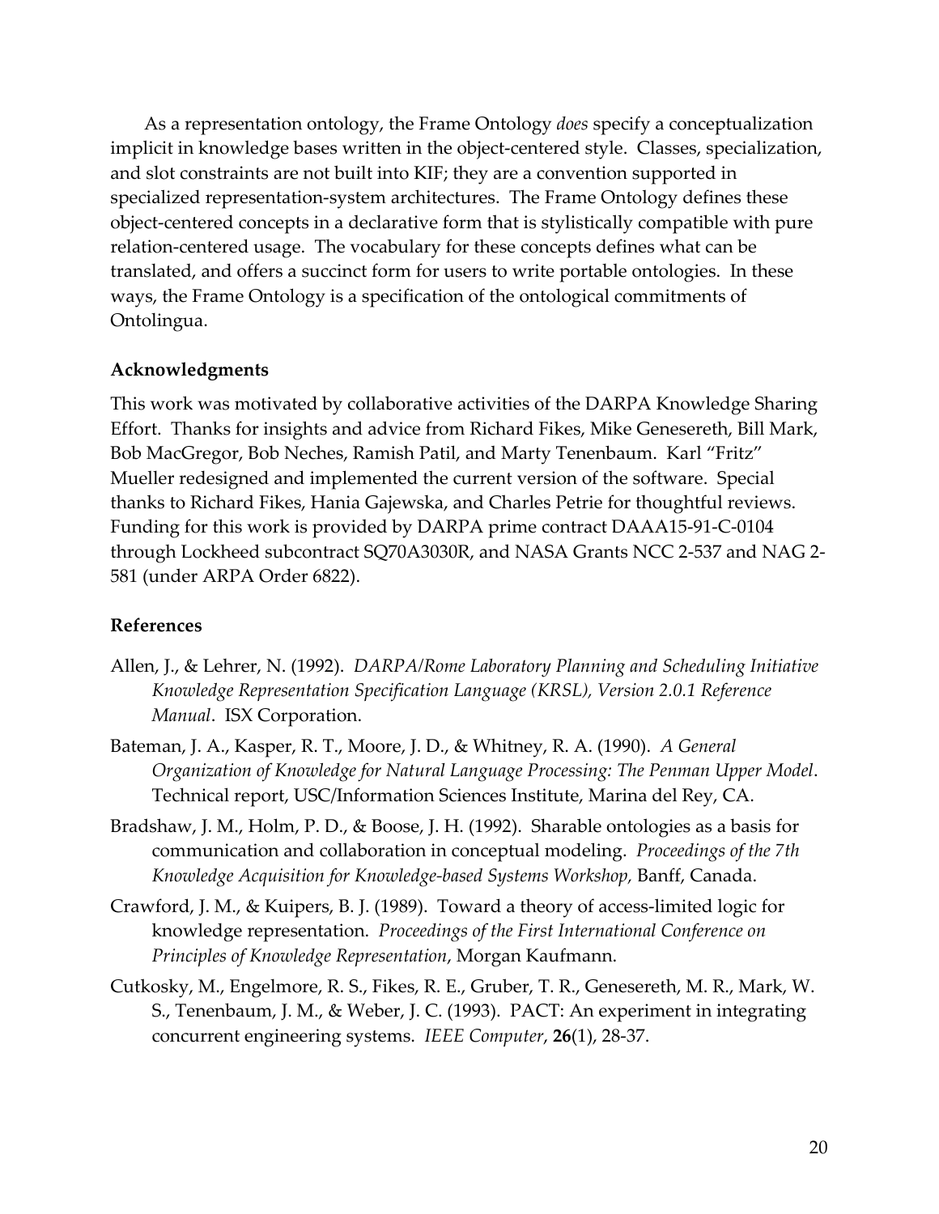As a representation ontology, the Frame Ontology *does* specify a conceptualization implicit in knowledge bases written in the object-centered style. Classes, specialization, and slot constraints are not built into KIF; they are a convention supported in specialized representation-system architectures. The Frame Ontology defines these object-centered concepts in a declarative form that is stylistically compatible with pure relation-centered usage. The vocabulary for these concepts defines what can be translated, and offers a succinct form for users to write portable ontologies. In these ways, the Frame Ontology is a specification of the ontological commitments of Ontolingua.

## Acknowledgments

This work was motivated by collaborative activities of the DARPA Knowledge Sharing Effort. Thanks for insights and advice from Richard Fikes, Mike Genesereth, Bill Mark, Bob MacGregor, Bob Neches, Ramish Patil, and Marty Tenenbaum. Karl "Fritz" Mueller redesigned and implemented the current version of the software. Special thanks to Richard Fikes, Hania Gajewska, and Charles Petrie for thoughtful reviews. Funding for this work is provided by DARPA prime contract DAAA15-91-C-0104 through Lockheed subcontract SQ70A3030R, and NASA Grants NCC 2-537 and NAG 2-581 (under ARPA Order 6822).

## References

Allen, J., & Lehrer, N. (1992). *DARPA/Rome Laboratory Planning and Scheduling Initiative Knowledge Representation Specification Language (KRSL), Version 2.0.1 Reference Manual*. ISX Corporation.

Bateman, J. A., Kasper, R. T., Moore, J. D., & Whitney, R. A. (1990). *A General Organization of Knowledge for Natural Language Processing: The Penman Upper Model*. Technical report, USC/Information Sciences Institute, Marina del Rey, CA.

Bradshaw, J. M., Holm, P. D., & Boose, J. H. (1992). Sharable ontologies as a basis for communication and collaboration in conceptual modeling. *Proceedings of the 7th Knowledge Acquisition for Knowledge-based Systems Workshop*, Banff, Canada.

Crawford, J. M., & Kuipers, B. J. (1989). Toward a theory of access-limited logic for knowledge representation. *Proceedings of the First International Conference on Principles of Knowledge Representation*, Morgan Kaufmann.

Cutkosky, M., Engelmore, R. S., Fikes, R. E., Gruber, T. R., Genesereth, M. R., Mark, W. S., Tenenbaum, J. M., & Weber, J. C. (1993). PACT: An experiment in integrating concurrent engineering systems. *IEEE Computer*, **26**(1), 28-37.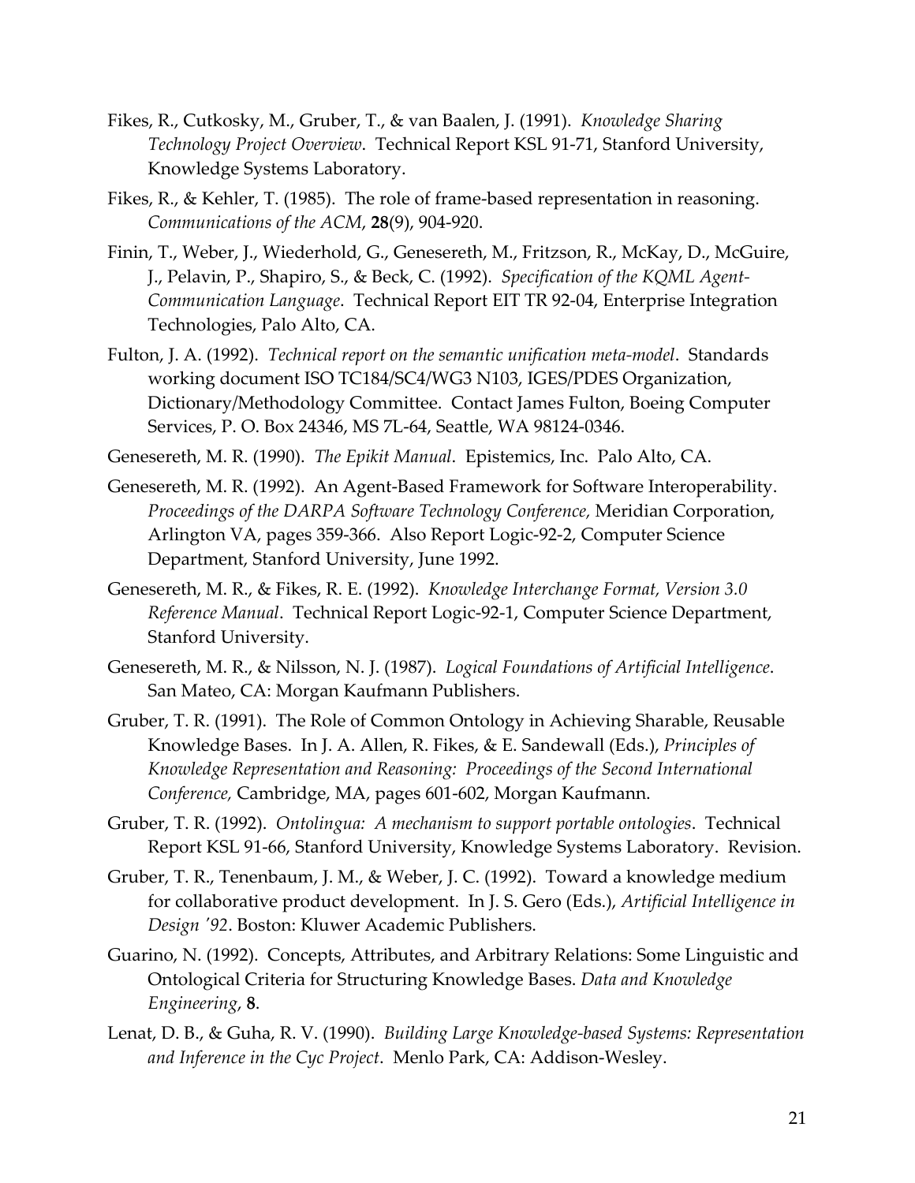Fikes, R., Cutkosky, M., Gruber, T., & van Baalen, J. (1991). *Knowledge Sharing Technology Project Overview*. Technical Report KSL 91-71, Stanford University, Knowledge Systems Laboratory.

Fikes, R., & Kehler, T. (1985). The role of frame-based representation in reasoning. *Communications of the ACM*, **28**(9), 904-920.

Finin, T., Weber, J., Wiederhold, G., Genesereth, M., Fritzson, R., McKay, D., McGuire, J., Pelavin, P., Shapiro, S., & Beck, C. (1992). *Specification of the KQML Agent-Communication Language*. Technical Report EIT TR 92-04, Enterprise Integration Technologies, Palo Alto, CA.

Fulton, J. A. (1992). *Technical report on the semantic unification meta-model*. Standards working document ISO TC184/SC4/WG3 N103, IGES/PDES Organization, Dictionary/Methodology Committee. Contact James Fulton, Boeing Computer Services, P. O. Box 24346, MS 7L-64, Seattle, WA 98124-0346.

Genesereth, M. R. (1990). *The Epikit Manual*. Epistemics, Inc. Palo Alto, CA.

Genesereth, M. R. (1992). An Agent-Based Framework for Software Interoperability. *Proceedings of the DARPA Software Technology Conference,* Meridian Corporation, Arlington VA, pages 359-366. Also Report Logic-92-2, Computer Science Department, Stanford University, June 1992.

Genesereth, M. R., & Fikes, R. E. (1992). *Knowledge Interchange Format, Version 3.0 Reference Manual*. Technical Report Logic-92-1, Computer Science Department, Stanford University.

Genesereth, M. R., & Nilsson, N. J. (1987). *Logical Foundations of Artificial Intelligence*. San Mateo, CA: Morgan Kaufmann Publishers.

Gruber, T. R. (1991). The Role of Common Ontology in Achieving Sharable, Reusable Knowledge Bases. In J. A. Allen, R. Fikes, & E. Sandewall (Eds.), *Principles of Knowledge Representation and Reasoning: Proceedings of the Second International Conference,* Cambridge, MA, pages 601-602, Morgan Kaufmann.

Gruber, T. R. (1992). *Ontolingua: A mechanism to support portable ontologies*. Technical Report KSL 91-66, Stanford University, Knowledge Systems Laboratory. Revision.

Gruber, T. R., Tenenbaum, J. M., & Weber, J. C. (1992). Toward a knowledge medium for collaborative product development. In J. S. Gero (Eds.), *Artificial Intelligence in Design '92*. Boston: Kluwer Academic Publishers.

Guarino, N. (1992). Concepts, Attributes, and Arbitrary Relations: Some Linguistic and Ontological Criteria for Structuring Knowledge Bases. *Data and Knowledge Engineering*, **8**.

Lenat, D. B., & Guha, R. V. (1990). *Building Large Knowledge-based Systems: Representation and Inference in the Cyc Project*. Menlo Park, CA: Addison-Wesley.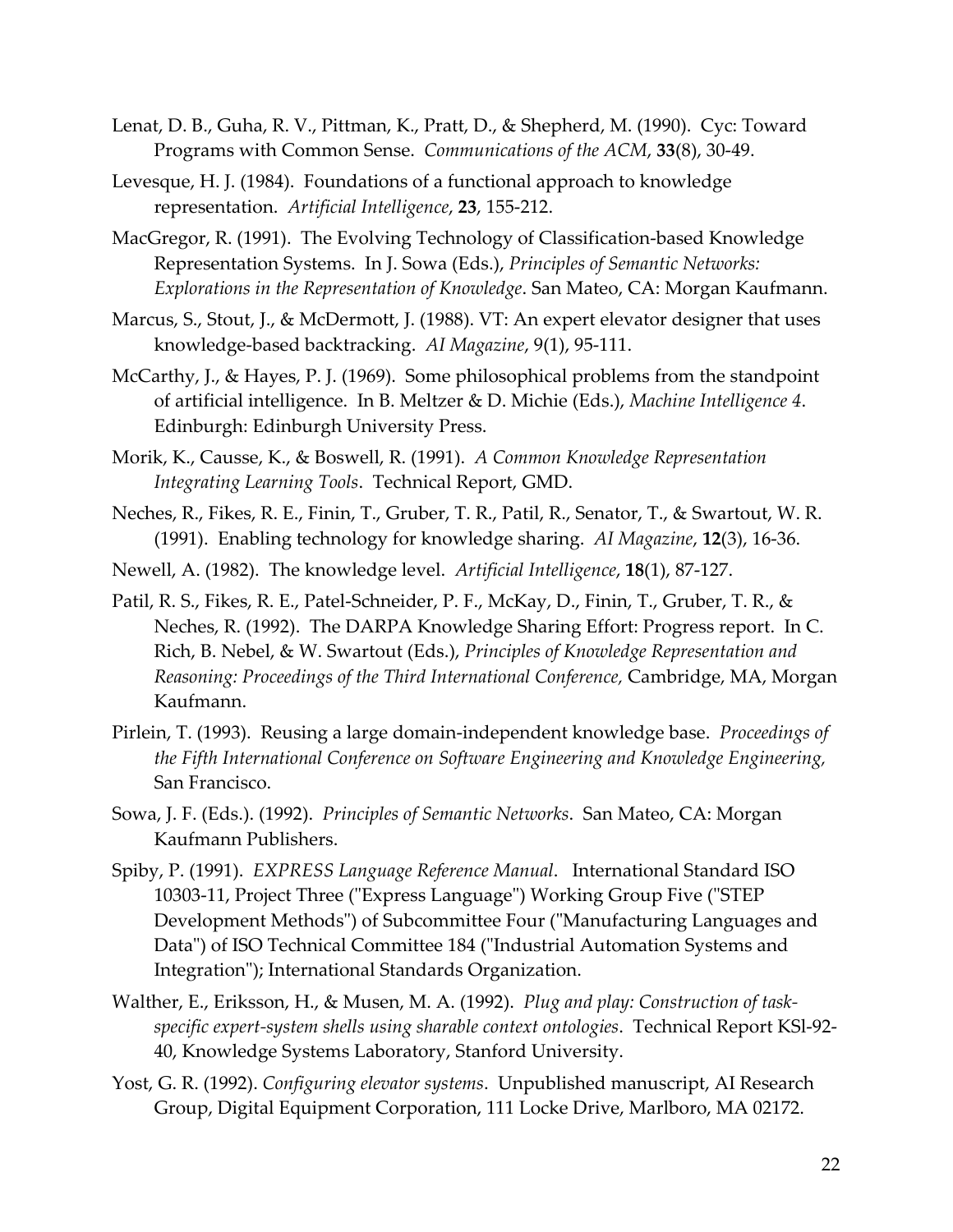Lenat, D. B., Guha, R. V., Pittman, K., Pratt, D., & Shepherd, M. (1990). Cyc: Toward Programs with Common Sense. *Communications of the ACM*, **33**(8), 30-49.

Levesque, H. J. (1984). Foundations of a functional approach to knowledge representation. *Artificial Intelligence*, **23**, 155-212.

MacGregor, R. (1991). The Evolving Technology of Classification-based Knowledge Representation Systems. In J. Sowa (Eds.), *Principles of Semantic Networks: Explorations in the Representation of Knowledge*. San Mateo, CA: Morgan Kaufmann.

Marcus, S., Stout, J., & McDermott, J. (1988). VT: An expert elevator designer that uses knowledge-based backtracking. *AI Magazine*, 9(1), 95-111.

McCarthy, J., & Hayes, P. J. (1969). Some philosophical problems from the standpoint of artificial intelligence. In B. Meltzer & D. Michie (Eds.), *Machine Intelligence 4*. Edinburgh: Edinburgh University Press.

Morik, K., Causse, K., & Boswell, R. (1991). *A Common Knowledge Representation Integrating Learning Tools*. Technical Report, GMD.

Neches, R., Fikes, R. E., Finin, T., Gruber, T. R., Patil, R., Senator, T., & Swartout, W. R. (1991). Enabling technology for knowledge sharing. *AI Magazine*, **12**(3), 16-36.

Newell, A. (1982). The knowledge level. *Artificial Intelligence*, **18**(1), 87-127.

Patil, R. S., Fikes, R. E., Patel-Schneider, P. F., McKay, D., Finin, T., Gruber, T. R., & Neches, R. (1992). The DARPA Knowledge Sharing Effort: Progress report. In C. Rich, B. Nebel, & W. Swartout (Eds.), *Principles of Knowledge Representation and Reasoning: Proceedings of the Third International Conference,* Cambridge, MA, Morgan Kaufmann.

Pirlein, T. (1993). Reusing a large domain-independent knowledge base. *Proceedings of the Fifth International Conference on Software Engineering and Knowledge Engineering,* San Francisco.

Sowa, J. F. (Eds.). (1992). *Principles of Semantic Networks*. San Mateo, CA: Morgan Kaufmann Publishers.

Spiby, P. (1991). *EXPRESS Language Reference Manual*. International Standard ISO 10303-11, Project Three ("Express Language") Working Group Five ("STEP Development Methods") of Subcommittee Four ("Manufacturing Languages and Data") of ISO Technical Committee 184 ("Industrial Automation Systems and Integration"); International Standards Organization.

Walther, E., Eriksson, H., & Musen, M. A. (1992). *Plug and play: Construction of task-specific expert-system shells using sharable context ontologies*. Technical Report KSl-92-40, Knowledge Systems Laboratory, Stanford University.

Yost, G. R. (1992). *Configuring elevator systems*. Unpublished manuscript, AI Research Group, Digital Equipment Corporation, 111 Locke Drive, Marlboro, MA 02172.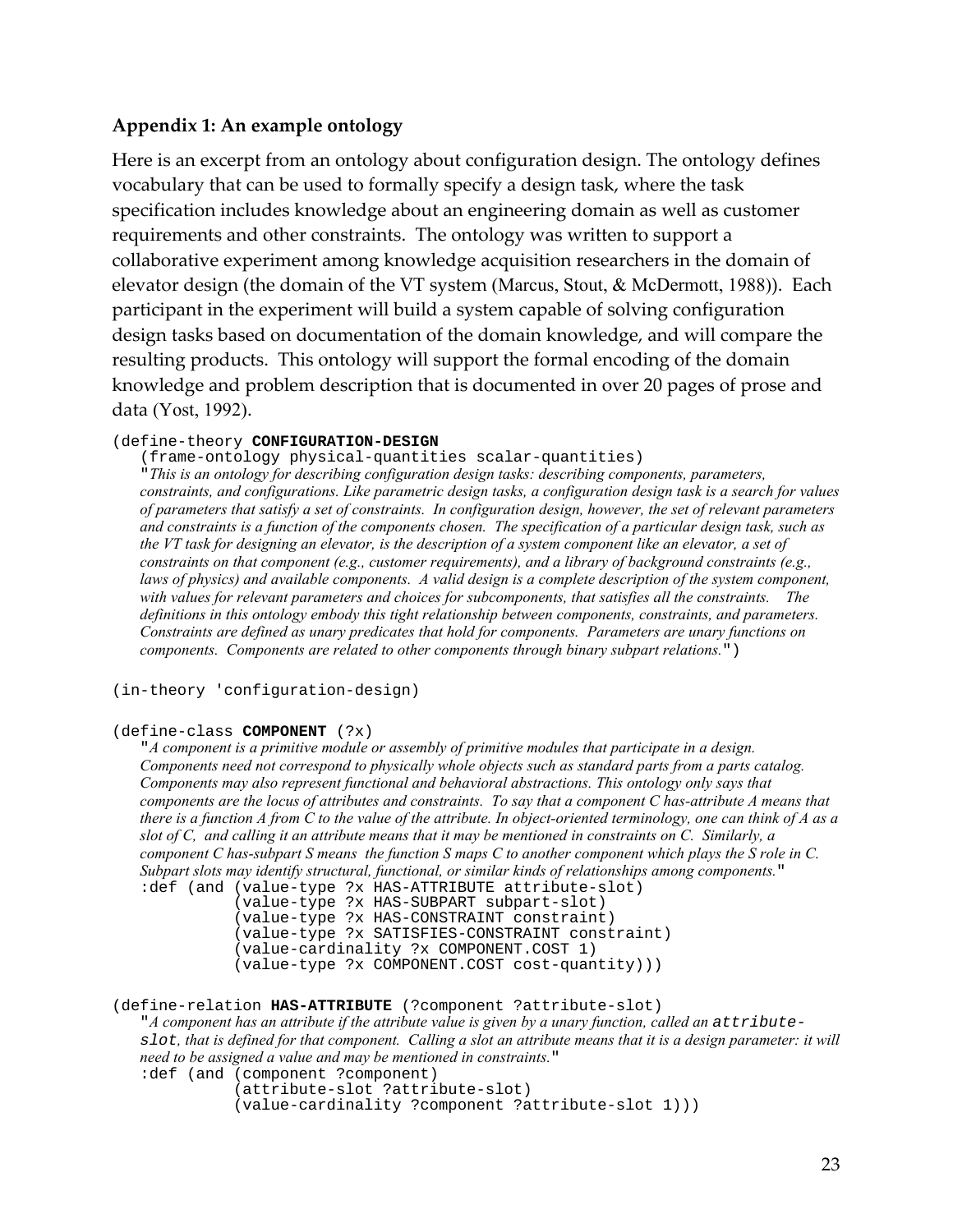### Appendix 1: An example ontology

Here is an excerpt from an ontology about configuration design. The ontology defines vocabulary that can be used to formally specify a design task, where the task specification includes knowledge about an engineering domain as well as customer requirements and other constraints. The ontology was written to support a collaborative experiment among knowledge acquisition researchers in the domain of elevator design (the domain of the VT system (Marcus, Stout, & McDermott, 1988)). Each participant in the experiment will build a system capable of solving configuration design tasks based on documentation of the domain knowledge, and will compare the resulting products. This ontology will support the formal encoding of the domain knowledge and problem description that is documented in over 20 pages of prose and data (Yost, 1992).

```
(define-theory CONFIGURATION-DESIGN
   (frame-ontology physical-quantities scalar-quantities)
   "This is an ontology for describing configuration design tasks: describing components, parameters,
   constraints, and configurations. Like parametric design tasks, a configuration design task is a search for values
   of parameters that satisfy a set of constraints. In configuration design, however, the set of relevant parameters
   and constraints is a function of the components chosen. The specification of a particular design task, such as
   the VT task for designing an elevator, is the description of a system component like an elevator, a set of
   constraints on that component (e.g., customer requirements), and a library of background constraints (e.g.,
   laws of physics) and available components. A valid design is a complete description of the system component,
   with values for relevant parameters and choices for subcomponents, that satisfies all the constraints. The
   definitions in this ontology embody this tight relationship between components, constraints, and parameters.
   Constraints are defined as unary predicates that hold for components. Parameters are unary functions on
   components. Components are related to other components through binary subpart relations.")

(in-theory 'configuration-design)

(define-class COMPONENT (?x)
   "A component is a primitive module or assembly of primitive modules that participate in a design.
   Components need not correspond to physically whole objects such as standard parts from a parts catalog.
   Components may also represent functional and behavioral abstractions. This ontology only says that
   components are the locus of attributes and constraints. To say that a component C has-attribute A means that
   there is a function A from C to the value of the attribute. In object-oriented terminology, one can think of A as a
   slot of C, and calling it an attribute means that it may be mentioned in constraints on C. Similarly, a
   component C has-subpart S means the function S maps C to another component which plays the S role in C.
   Subpart slots may identify structural, functional, or similar kinds of relationships among components."
   :def (and (value-type ?x HAS-ATTRIBUTE attribute-slot)
             (value-type ?x HAS-SUBPART subpart-slot)
             (value-type ?x HAS-CONSTRAINT constraint)
             (value-type ?x SATISFIES-CONSTRAINT constraint)
             (value-cardinality ?x COMPONENT.COST 1)
             (value-type ?x COMPONENT.COST cost-quantity)))

(define-relation HAS-ATTRIBUTE (?component ?attribute-slot)
   "A component has an attribute if the attribute value is given by a unary function, called an attribute-
   slot, that is defined for that component. Calling a slot an attribute means that it is a design parameter: it will
   need to be assigned a value and may be mentioned in constraints."
   :def (and (component ?component)
             (attribute-slot ?attribute-slot)
             (value-cardinality ?component ?attribute-slot 1)))
```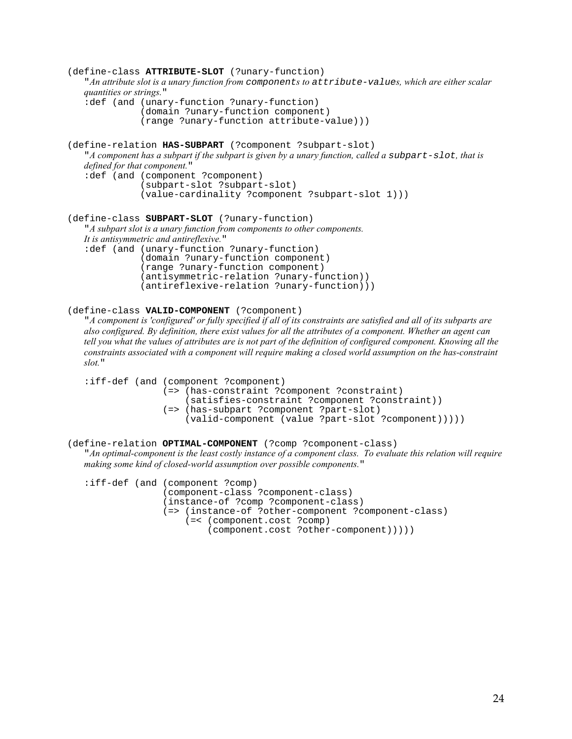```
(define-class ATTRIBUTE-SLOT (?unary-function)
   "An attribute slot is a unary function from components to attribute-values, which are either scalar
   quantities or strings."
   :def (and (unary-function ?unary-function)
             (domain ?unary-function component)
             (range ?unary-function attribute-value)))
```

```
(define-relation HAS-SUBPART (?component ?subpart-slot)
   "A component has a subpart if the subpart is given by a unary function, called a subpart-slot, that is
   defined for that component."
   :def (and (component ?component)
             (subpart-slot ?subpart-slot)
             (value-cardinality ?component ?subpart-slot 1)))
```

```
(define-class SUBPART-SLOT (?unary-function)
   "A subpart slot is a unary function from components to other components.
   It is antisymmetric and antireflexive."
   :def (and (unary-function ?unary-function)
             (domain ?unary-function component)
             (range ?unary-function component)
             (antisymmetric-relation ?unary-function))
             (antireflexive-relation ?unary-function)))
```

```
(define-class VALID-COMPONENT (?component)
   "A component is 'configured' or fully specified if all of its constraints are satisfied and all of its subparts are
   also configured. By definition, there exist values for all the attributes of a component. Whether an agent can
   tell you what the values of attributes are is not part of the definition of configured component. Knowing all the
   constraints associated with a component will require making a closed world assumption on the has-constraint
   slot."

   :iff-def (and (component ?component)
                 (=> (has-constraint ?component ?constraint)
                     (satisfies-constraint ?component ?constraint))
                 (=> (has-subpart ?component ?part-slot)
                     (valid-component (value ?part-slot ?component)))))
```

```
(define-relation OPTIMAL-COMPONENT (?comp ?component-class)
   "An optimal-component is the least costly instance of a component class. To evaluate this relation will require
   making some kind of closed-world assumption over possible components."

   :iff-def (and (component ?comp)
                 (component-class ?component-class)
                 (instance-of ?comp ?component-class)
                 (=> (instance-of ?other-component ?component-class)
                     (=< (component.cost ?comp)
                         (component.cost ?other-component)))))
```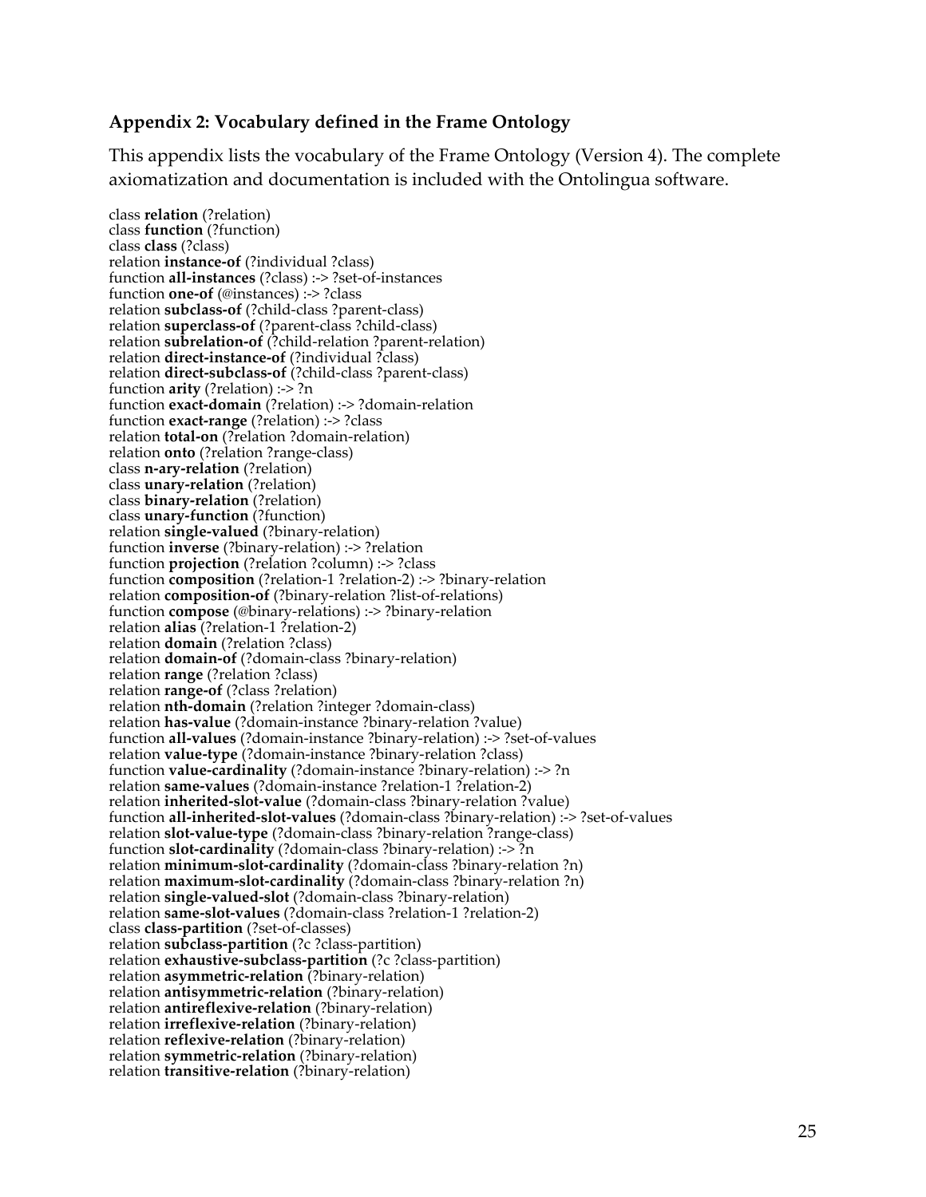## Appendix 2: Vocabulary defined in the Frame Ontology

This appendix lists the vocabulary of the Frame Ontology (Version 4). The complete axiomatization and documentation is included with the Ontolingua software.

class **relation** (?relation)
class **function** (?function)
class **class** (?class)
relation **instance-of** (?individual ?class)
function **all-instances** (?class) :-> ?set-of-instances
function **one-of** (@instances) :-> ?class
relation **subclass-of** (?child-class ?parent-class)
relation **superclass-of** (?parent-class ?child-class)
relation **subrelation-of** (?child-relation ?parent-relation)
relation **direct-instance-of** (?individual ?class)
relation **direct-subclass-of** (?child-class ?parent-class)
function **arity** (?relation) :-> ?n
function **exact-domain** (?relation) :-> ?domain-relation
function **exact-range** (?relation) :-> ?class
relation **total-on** (?relation ?domain-relation)
relation **onto** (?relation ?range-class)
class **n-ary-relation** (?relation)
class **unary-relation** (?relation)
class **binary-relation** (?relation)
class **unary-function** (?function)
relation **single-valued** (?binary-relation)
function **inverse** (?binary-relation) :-> ?relation
function **projection** (?relation ?column) :-> ?class
function **composition** (?relation-1 ?relation-2) :-> ?binary-relation
relation **composition-of** (?binary-relation ?list-of-relations)
function **compose** (@binary-relations) :-> ?binary-relation
relation **alias** (?relation-1 ?relation-2)
relation **domain** (?relation ?class)
relation **domain-of** (?domain-class ?binary-relation)
relation **range** (?relation ?class)
relation **range-of** (?class ?relation)
relation **nth-domain** (?relation ?integer ?domain-class)
relation **has-value** (?domain-instance ?binary-relation ?value)
function **all-values** (?domain-instance ?binary-relation) :-> ?set-of-values
relation **value-type** (?domain-instance ?binary-relation ?class)
function **value-cardinality** (?domain-instance ?binary-relation) :-> ?n
relation **same-values** (?domain-instance ?relation-1 ?relation-2)
relation **inherited-slot-value** (?domain-class ?binary-relation ?value)
function **all-inherited-slot-values** (?domain-class ?binary-relation) :-> ?set-of-values
relation **slot-value-type** (?domain-class ?binary-relation ?range-class)
function **slot-cardinality** (?domain-class ?binary-relation) :-> ?n
relation **minimum-slot-cardinality** (?domain-class ?binary-relation ?n)
relation **maximum-slot-cardinality** (?domain-class ?binary-relation ?n)
relation **single-valued-slot** (?domain-class ?binary-relation)
relation **same-slot-values** (?domain-class ?relation-1 ?relation-2)
class **class-partition** (?set-of-classes)
relation **subclass-partition** (?c ?class-partition)
relation **exhaustive-subclass-partition** (?c ?class-partition)
relation **asymmetric-relation** (?binary-relation)
relation **antisymmetric-relation** (?binary-relation)
relation **antireflexive-relation** (?binary-relation)
relation **irreflexive-relation** (?binary-relation)
relation **reflexive-relation** (?binary-relation)
relation **symmetric-relation** (?binary-relation)
relation **transitive-relation** (?binary-relation)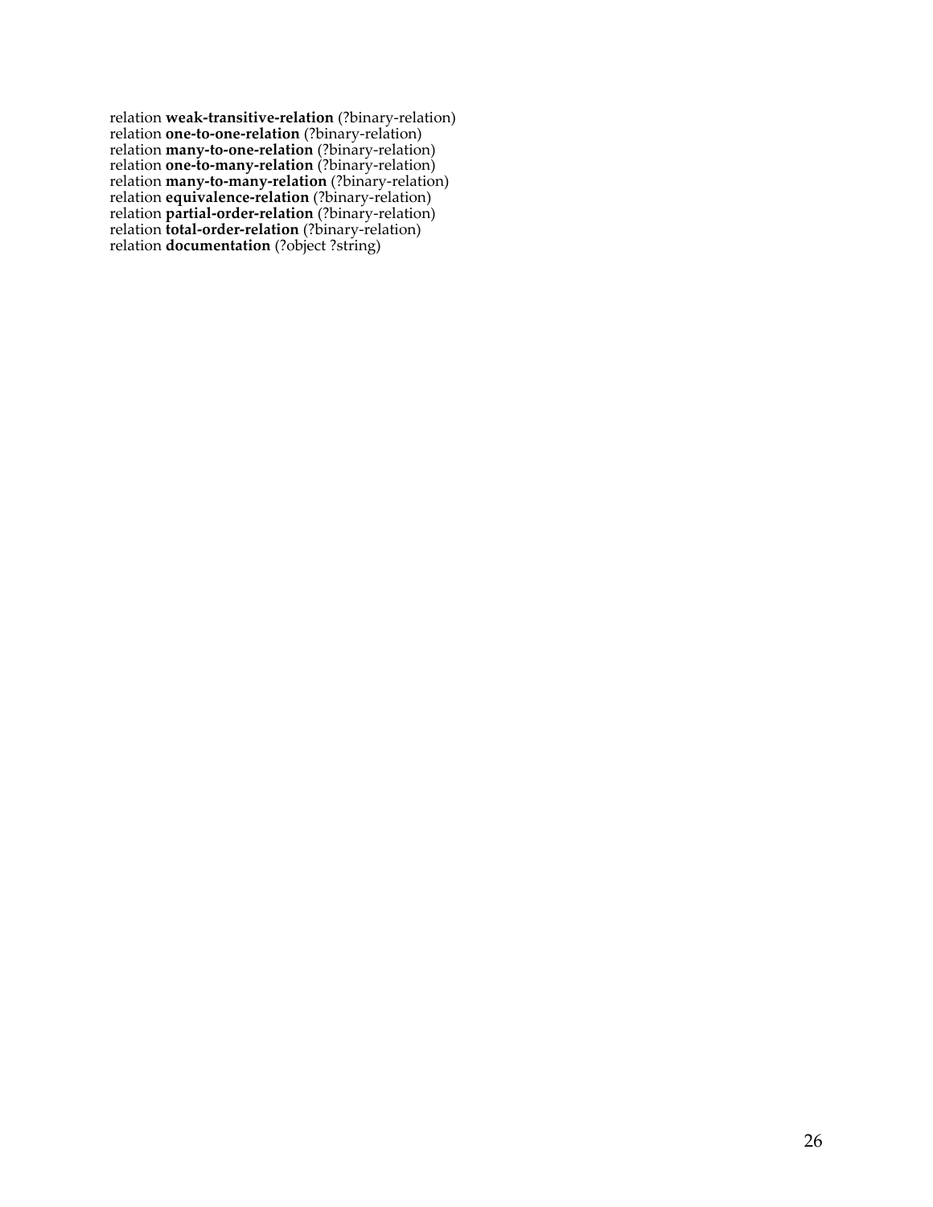relation **weak-transitive-relation** (?binary-relation)
relation **one-to-one-relation** (?binary-relation)
relation **many-to-one-relation** (?binary-relation)
relation **one-to-many-relation** (?binary-relation)
relation **many-to-many-relation** (?binary-relation)
relation **equivalence-relation** (?binary-relation)
relation **partial-order-relation** (?binary-relation)
relation **total-order-relation** (?binary-relation)
relation **documentation** (?object ?string)